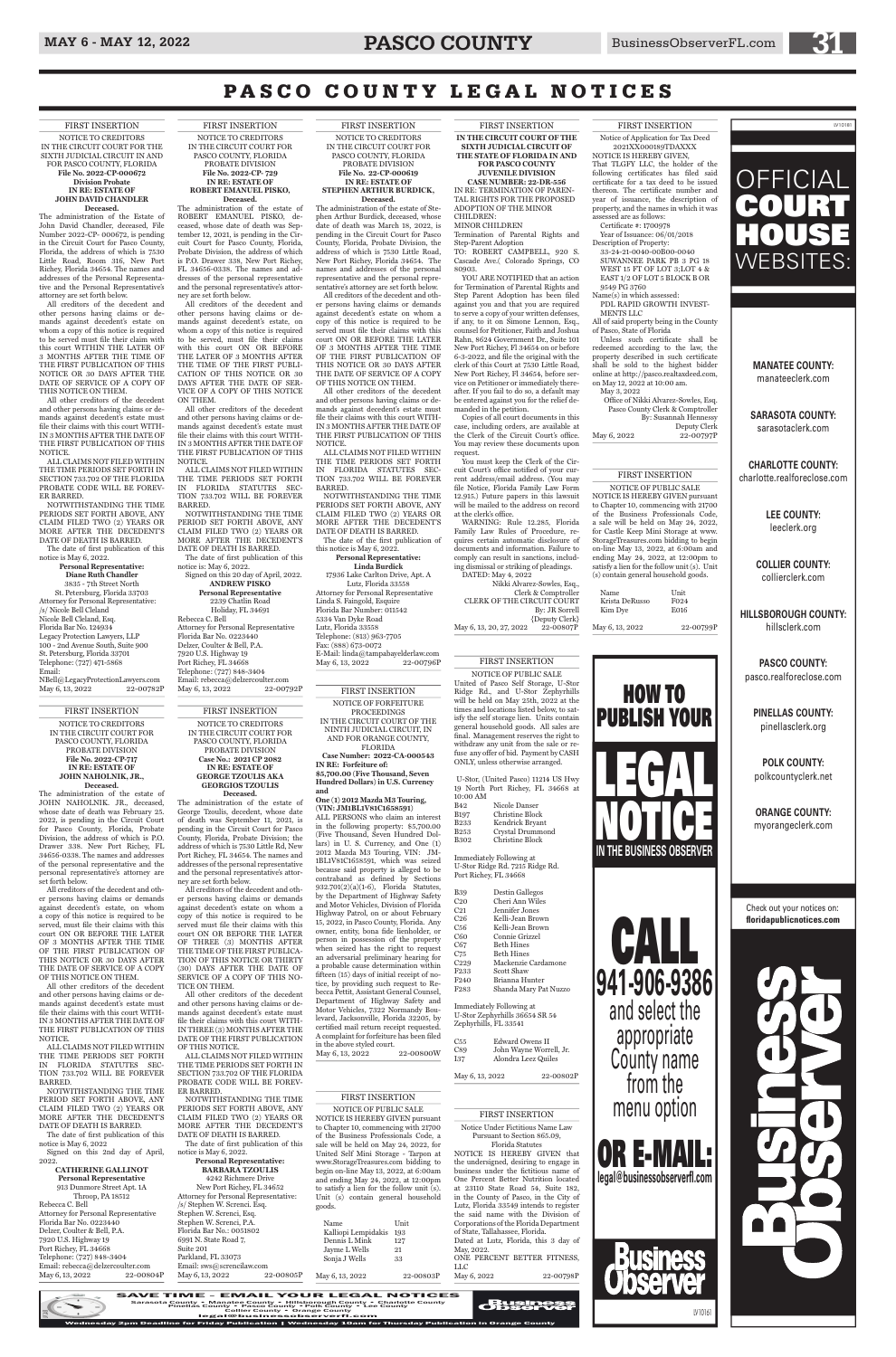# PASCO COUNTY LEGAL NOTICES

FIRST INSERTION

NOTICE TO CREDITORS
IN THE CIRCUIT COURT FOR THE SIXTH JUDICIAL CIRCUIT IN AND FOR PASCO COUNTY, FLORIDA
**File No. 2022-CP-00672**
**Division Probate**
**IN RE: ESTATE OF JOHN DAVID CHANDLER**
**Deceased.**

The administration of the Estate of John David Chandler, deceased, File Number 2022-CP- 000672, is pending in the Circuit Court for Pasco County, Florida, the address of which is 7530 Little Road, Room 316, New Port Richey, Florida 34654. The names and addresses of the Personal Representative and the Personal Representative's attorney are set forth below.

All creditors of the decedent and other persons having claims or demands against decedent's estate on whom a copy of this notice is required to be served must file their claims with this court WITHIN THE LATER OF 3 MONTHS AFTER THE TIME OF THE FIRST PUBLICATION OF THIS NOTICE OR 30 DAYS AFTER THE DATE OF SERVICE OF A COPY OF THIS NOTICE ON THEM.

All other creditors of the decedent and other persons having claims or demands against decedent's estate must file their claims with this court WITHIN 3 MONTHS AFTER THE DATE OF THE FIRST PUBLICATION OF THIS NOTICE.

ALL CLAIMS NOT FILED WITHIN THE TIME PERIODS SET FORTH IN SECTION 733.702 OF THE FLORIDA PROBATE CODE WILL BE FOREVER BARRED.

NOTWITHSTANDING THE TIME PERIODS SET FORTH ABOVE, ANY CLAIM FILED TWO (2) YEARS OR MORE AFTER THE DECEDENT'S DATE OF DEATH IS BARRED.

The date of first publication of this notice is May 6, 2022.

**Personal Representative:**
**Diane Ruth Chandler**
3835 - 7th Street North
St. Petersburg, Florida 33703
Attorney for Personal Representative:
/s/ Nicole Bell Cleland
Nicole Bell Cleland, Esq.
Florida Bar No. 124934
Legacy Protection Lawyers, LLP
100 - 2nd Avenue South, Suite 900
St. Petersburg, Florida 33701
Telephone: (727) 471-5868
Email: NBell@LegacyProtectionLawyers.com
May 6, 13, 2022 22-00782P

FIRST INSERTION

NOTICE TO CREDITORS
IN THE CIRCUIT COURT FOR PASCO COUNTY, FLORIDA
PROBATE DIVISION
**File No. 2022-CP-717**
**IN RE: ESTATE OF JOHN NAHOLNIK, JR.,**
**Deceased.**

The administration of the estate of JOHN NAHOLNIK. JR., deceased, whose date of death was February 25. 2022, is pending in the Circuit Court for Pasco County, Florida, Probate Division, the address of which is P.O. Drawer 338, New Port Richey, FL 34656-0338. The names and addresses of the personal representative and the personal representative's attorney are set forth below.

All creditors of the decedent and other persons having claims or demands against decedent's estate, on whom a copy of this notice is required to be served, must file their claims with this court ON OR BEFORE THE LATER OF 3 MONTHS AFTER THE TIME OF THE FIRST PUBLICATION OF THIS NOTICE OR 30 DAYS AFTER THE DATE OF SERVICE OF A COPY OF THIS NOTICE ON THEM.

All other creditors of the decedent and other persons having claims or demands against decedent's estate must file their claims with this court WITHIN 3 MONTHS AFTER THE DATE OF THE FIRST PUBLICATION OF THIS NOTICE.

ALL CLAIMS NOT FILED WITHIN THE TIME PERIODS SET FORTH IN FLORIDA STATUTES SECTION 733.702 WILL BE FOREVER BARRED.

NOTWITHSTANDING THE TIME PERIOD SET FORTH ABOVE, ANY CLAIM FILED TWO (2) YEARS OR MORE AFTER THE DECEDENT'S DATE OF DEATH IS BARRED.

The date of first publication of this notice is May 6, 2022

Signed on this 2nd day of April, 2022.

**CATHERINE GALLINOT**
**Personal Representative**
913 Dunmore Street Apt. 1A
Throop, PA 18512
Rebecca C. Bell
Attorney for Personal Representative
Florida Bar No. 0223440
Delzer, Coulter & Bell, P.A.
7920 U.S. Highway 19
Port Richey, FL 34668
Telephone: (727) 848-3404
Email: rebecca@delzercoulter.com
May 6, 13, 2022 22-00804P

FIRST INSERTION

NOTICE TO CREDITORS
IN THE CIRCUIT COURT FOR PASCO COUNTY, FLORIDA
PROBATE DIVISION
**File No. 2022-CP- 729**
**IN RE: ESTATE OF ROBERT EMANUEL PISKO,**
**Deceased.**

The administration of the estate of ROBERT EMANUEL PISKO, deceased, whose date of death was September 12, 2021, is pending in the Circuit Court for Pasco County, Florida, Probate Division, the address of which is P.O. Drawer 338, New Port Richey, FL 34656-0338. The names and addresses of the personal representative and the personal representative's attorney are set forth below.

All creditors of the decedent and other persons having claims or demands against decedent's estate, on whom a copy of this notice is required to be served, must file their claims with this court ON OR BEFORE THE LATER OF 3 MONTHS AFTER THE TIME OF THE FIRST PUBLICATION OF THIS NOTICE OR 30 DAYS AFTER THE DATE OF SERVICE OF A COPY OF THIS NOTICE ON THEM.

All other creditors of the decedent and other persons having claims or demands against decedent's estate must file their claims with this court WITHIN 3 MONTHS AFTER THE DATE OF THE FIRST PUBLICATION OF THIS NOTICE.

ALL CLAIMS NOT FILED WITHIN THE TIME PERIODS SET FORTH IN FLORIDA STATUTES SECTION 733.702 WILL BE FOREVER BARRED.

NOTWITHSTANDING THE TIME PERIOD SET FORTH ABOVE, ANY CLAIM FILED TWO (2) YEARS OR MORE AFTER THE DECEDENT'S DATE OF DEATH IS BARRED.

The date of first publication of this notice is May 6, 2022.

Signed on this 20 day of April, 2022.

**ANDREW PISKO**
**Personal Representative**
2239 Chatlin Road
Holiday, FL 34691
Rebecca C. Bell
Attorney for Personal Representative
Florida Bar No. 0223440
Delzer, Coulter & Bell, P.A.
7920 U.S. Highway 19
Port Richey, FL 34668
Telephone: (727) 848-3404
Email: rebecca@delzercoulter.com
May 6, 13, 2022 22-00792P

FIRST INSERTION

NOTICE TO CREDITORS
IN THE CIRCUIT COURT FOR PASCO COUNTY, FLORIDA
PROBATE DIVISION
**Case No.: 2021 CP 2082**
**IN RE: ESTATE OF GEORGE TZOULIS AKA GEORGIOS TZOULIS**
**Deceased**

The administration of the estate of George Tzoulis, decedent, whose date of death was September 11, 2021, is pending in the Circuit Court for Pasco County, Florida, Probate Division; the address of which is 7530 Little Rd, New Port Richey, FL 34654. The names and addresses of the personal representative and the personal representative's attorney are set forth below.

All creditors of the decedent and other persons having claims or demands against decedent's estate, on whom a copy of this notice is required to be served must file their claims with this court ON OR BEFORE THE LATER OF THREE (3) MONTHS AFTER THE TIME OF THE FIRST PUBLICATION OF THIS NOTICE OR THIRTY (30) DAYS AFTER THE DATE OF SERVICE OF A COPY OF THIS NOTICE ON THEM.

All other creditors of the decedent and other persons having claims or demands against decedent's estate must file their claims with this court WITHIN THREE (3) MONTHS AFTER THE DATE OF THE FIRST PUBLICATION OF THIS NOTICE.

ALL CLAIMS NOT FILED WITHIN THE TIME PERIODS SET FORTH IN SECTION 733.702 OF THE FLORIDA PROBATE CODE WILL BE FOREVER BARRED.

NOTWITHSTANDING THE TIME PERIODS SET FORTH ABOVE, ANY CLAIM FILED TWO (2) YEARS OR MORE AFTER THE DECEDENT'S DATE OF DEATH IS BARRED.

The date of first publication of this notice is May 6, 2022.

**Personal Representative:**
**BARBARA TZOULIS**
4242 Richmere Drive
New Port Richey, FL 34652
Attorney for Personal Representative:
/s/ Stephen W. Screnci. Esq.
Stephen W. Screnci, Esq.
Stephen W. Screnci, P.A.
Florida Bar No.: 0051802
6991 N. State Road 7,
Suite 201
Parkland, FL 33073
Email: sws@screncilaw.com
May 6, 13, 2022 22-00805P

FIRST INSERTION

NOTICE TO CREDITORS
IN THE CIRCUIT COURT FOR PASCO COUNTY, FLORIDA
PROBATE DIVISION
**File No. 22-CP-00619**
**IN RE: ESTATE OF STEPHEN ARTHUR BURDICK,**
**Deceased.**

The administration of the estate of Stephen Arthur Burdick, deceased, whose date of death was March 18, 2022, is pending in the Circuit Court for Pasco County, Florida, Probate Division, the address of which is 7530 Little Road, New Port Richey, Florida 34654. The names and addresses of the personal representative and the personal representative's attorney are set forth below.

All creditors of the decedent and other persons having claims or demands against decedent's estate on whom a copy of this notice is required to be served must file their claims with this court ON OR BEFORE THE LATER OF 3 MONTHS AFTER THE TIME OF THE FIRST PUBLICATION OF THIS NOTICE OR 30 DAYS AFTER THE DATE OF SERVICE OF A COPY OF THIS NOTICE ON THEM.

All other creditors of the decedent and other persons having claims or demands against decedent's estate must file their claims with this court WITHIN 3 MONTHS AFTER THE DATE OF THE FIRST PUBLICATION OF THIS NOTICE.

ALL CLAIMS NOT FILED WITHIN THE TIME PERIODS SET FORTH IN FLORIDA STATUTES SECTION 733.702 WILL BE FOREVER BARRED.

NOTWITHSTANDING THE TIME PERIODS SET FORTH ABOVE, ANY CLAIM FILED TWO (2) YEARS OR MORE AFTER THE DECEDENT'S DATE OF DEATH IS BARRED.

The date of first publication of this notice is May 6, 2022.

**Personal Representative:**
**Linda Burdick**
17936 Lake Carlton Drive, Apt. A
Lutz, Florida 33558
Attorney for Personal Representative:
Linda S. Faingold, Esquire
Florida Bar Number: 011542
5334 Van Dyke Road
Lutz, Florida 33558
Telephone: (813) 963-7705
Fax: (888) 673-0072
E-Mail: linda@tampabayelderlaw.com
May 6, 13, 2022 22-00796P

FIRST INSERTION

NOTICE OF FORFEITURE PROCEEDINGS
IN THE CIRCUIT COURT OF THE NINTH JUDICIAL CIRCUIT, IN AND FOR ORANGE COUNTY, FLORIDA
**Case Number: 2022-CA-000543**
**IN RE: Forfeiture of: $5,700.00 (Five Thousand, Seven Hundred Dollars) in U.S. Currency and One (1) 2012 Mazda M3 Touring, (VIN: JM1BL1V81C1658591)**

ALL PERSONS who claim an interest in the following property: $5,700.00 (Five Thousand, Seven Hundred Dollars) in U. S. Currency, and One (1) 2012 Mazda M3 Touring, VIN: JM-1BL1V81C1658591, which was seized because said property is alleged to be contraband as defined by Sections 932.701(2)(a)(1-6), Florida Statutes, by the Department of Highway Safety and Motor Vehicles, Division of Florida Highway Patrol, on or about February 15, 2022, in Pasco County, Florida. Any owner, entity, bona fide lienholder, or person in possession of the property when seized has the right to request an adversarial preliminary hearing for a probable cause determination within fifteen (15) days of initial receipt of notice, by providing such request to Rebecca Pettit, Assistant General Counsel, Department of Highway Safety and Motor Vehicles, 7322 Normandy Boulevard, Jacksonville, Florida 32205, by certified mail return receipt requested. A complaint for forfeiture has been filed in the above styled court.
May 6, 13, 2022 22-00800W

FIRST INSERTION

NOTICE OF PUBLIC SALE

NOTICE IS HEREBY GIVEN pursuant to Chapter 10, commencing with 21700 of the Business Professionals Code, a sale will be held on May 24, 2022, for United Self Mini Storage - Tarpon at www.StorageTreasures.com bidding to begin on-line May 13, 2022, at 6:00am and ending May 24, 2022, at 12:00pm to satisfy a lien for the follow unit (s). Unit (s) contain general household goods.

| Name | Unit |
|---|---|
| Kalliopi Lempidakis | 193 |
| Dennis L Mink | 127 |
| Jayme L Wells | 21 |
| Sonja J Wells | 33 |

May 6, 13, 2022 22-00803P

FIRST INSERTION

**IN THE CIRCUIT COURT OF THE SIXTH JUDICIAL CIRCUIT OF THE STATE OF FLORIDA IN AND FOR PASCO COUNTY JUVENILE DIVISION**
**CASE NUMBER: 22-DR-556**

IN RE: TERMINATION OF PARENTAL RIGHTS FOR THE PROPOSED ADOPTION OF THE MINOR CHILDREN:
MINOR CHILDREN
Termination of Parental Rights and Step-Parent Adoption
TO: ROBERT CAMPBELL, 920 S. Cascade Ave.( Colorado Springs, CO 80903.

YOU ARE NOTIFIED that an action for Termination of Parental Rights and Step Parent Adoption has been filed against you and that you are required to serve a copy of your written defenses, if any, to it on Simone Lennon, Esq., counsel for Petitioner, Faith and Joshua Rahn, 8624 Government Dr., Suite 101 New Port Richey, Fl 34654 on or before 6-3-2022, and file the original with the clerk of this Court at 7530 Little Road, New Port Richey, FL 34654, before service on Petitioner or immediately thereafter. If you fail to do so, a default may be entered against you for the relief demanded in the petition.

Copies of all court documents in this case, including orders, are available at the Clerk of the Circuit Court's office. You may review these documents upon request.

You must keep the Clerk of the Circuit Court's office notified of your current address/email address. (You may file Notice, Florida Family Law Form 12.915.) Future papers in this lawsuit will be mailed to the address on record at the clerk's office.

WARNING: Rule 12.285, Florida Family Law Rules of Procedure, requires certain automatic disclosure of documents and information. Failure to comply can result in sanctions, including dismissal or striking of pleadings.

DATED: May 4, 2022
Nikki Alvarez-Sowles, Esq.,
Clerk & Comptroller
CLERK OF THE CIRCUIT COURT
By: JR Sorrell
{Deputy Clerk}
May 6, 13, 20, 27, 2022 22-00807P

FIRST INSERTION

NOTICE OF PUBLIC SALE

United of Pasco Self Storage, U-Stor Ridge Rd., and U-Stor Zephyrhills will be held on May 25th, 2022 at the times and locations listed below, to satisfy the self storage lien. Units contain general household goods. All sales are final. Management reserves the right to withdraw any unit from the sale or refuse any offer of bid. Payment by CASH ONLY, unless otherwise arranged.

U-Stor, (United Pasco) 11214 US Hwy 19 North Port Richey, FL 34668 at 10:00 AM

| | |
|---|---|
| B42 | Nicole Danser |
| B197 | Christine Block |
| B233 | Kendrick Bryant |
| B253 | Crystal Drummond |
| B302 | Christine Block |

Immediately Following at
U-Stor Ridge Rd. 7215 Ridge Rd.
Port Richey, FL 34668

| | |
|---|---|
| B39 | Destin Gallegos |
| C20 | Cheri Ann Wiles |
| C21 | Jennifer Jones |
| C26 | Kelli-Jean Brown |
| C56 | Kelli-Jean Brown |
| C60 | Connie Grizzel |
| C67 | Beth Hines |
| C75 | Beth Hines |
| C229 | Mackenzie Cardamone |
| F233 | Scott Shaw |
| F240 | Brianna Hunter |
| F283 | Shanda Mary Pat Nuzzo |

Immediately Following at
U-Stor Zephyrhills 36654 SR 54
Zephyrhills, FL 33541

| | |
|---|---|
| C55 | Edward Owens II |
| C89 | John Wayne Worrell, Jr. |
| I37 | Alondra Leez Quiles |

May 6, 13, 2022 22-00802P

FIRST INSERTION

Notice Under Fictitious Name Law Pursuant to Section 865.09, Florida Statutes

NOTICE IS HEREBY GIVEN that the undersigned, desiring to engage in business under the fictitious name of One Percent Better Nutrition located at 23110 State Road 54, Suite 182, in the County of Pasco, in the City of Lutz, Florida 33549 intends to register the said name with the Division of Corporations of the Florida Department of State, Tallahassee, Florida.

Dated at Lutz, Florida, this 3 day of May, 2022.

ONE PERCENT BETTER FITNESS, LLC
May 6, 2022 22-00798P

FIRST INSERTION

Notice of Application for Tax Deed
2021XX000189TDAXXX

NOTICE IS HEREBY GIVEN, That TLGFY LLC, the holder of the following certificates has filed said certificate for a tax deed to be issued thereon. The certificate number and year of issuance, the description of property, and the names in which it was assessed are as follows:

Certificate #: 1700978
Year of Issuance: 06/01/2018
Description of Property:
33-24-21-0040-00B00-0040
SUWANNEE PARK PB 3 PG 18 WEST 15 FT OF LOT 3;LOT 4 & EAST 1/2 OF LOT 5 BLOCK B OR 9549 PG 3760
Name(s) in which assessed:
PDL RAPID GROWTH INVESTMENTS LLC
All of said property being in the County of Pasco, State of Florida

Unless such certificate shall be redeemed according to the law, the property described in such certificate shall be sold to the highest bidder online at http://pasco.realtaxdeed.com, on May 12, 2022 at 10:00 am.

May 3, 2022
Office of Nikki Alvarez-Sowles, Esq.
Pasco County Clerk & Comptroller
By: Susannah Hennessy
Deputy Clerk
May 6, 2022 22-00797P

FIRST INSERTION

NOTICE OF PUBLIC SALE

NOTICE IS HEREBY GIVEN pursuant to Chapter 10, commencing with 21700 of the Business Professionals Code, a sale will be held on May 24, 2022, for Castle Keep Mini Storage at www.StorageTreasures.com bidding to begin on-line May 13, 2022, at 6:00am and ending May 24, 2022, at 12:00pm to satisfy a lien for the follow unit (s). Unit (s) contain general household goods.

| Name | Unit |
|---|---|
| Krista DeRusso | F024 |
| Kim Dye | E016 |

May 6, 13, 2022 22-00799P

OFFICIAL COURT HOUSE WEBSITES:

**MANATEE COUNTY:** manateeclerk.com

**SARASOTA COUNTY:** sarasotaclerk.com

**CHARLOTTE COUNTY:** charlotte.realforeclose.com

**LEE COUNTY:** leeclerk.org

**COLLIER COUNTY:** collierclerk.com

**HILLSBOROUGH COUNTY:** hillsclerk.com

**PASCO COUNTY:** pasco.realforeclose.com

**PINELLAS COUNTY:** pinellasclerk.org

**POLK COUNTY:** polkcountyclerk.net

**ORANGE COUNTY:** myorangeclerk.com

Check out your notices on: **floridapublicnotices.com**

HOW TO PUBLISH YOUR LEGAL NOTICE IN THE BUSINESS OBSERVER

CALL 941-906-9386 and select the appropriate County name from the menu option

OR E-MAIL: legal@businessobserverfl.com

SAVE TIME - EMAIL YOUR LEGAL NOTICES
Sarasota County • Manatee County • Hillsborough County • Charlotte County
Pinellas County • Pasco County • Polk County • Lee County
Collier County • Orange County
legal@businessobserverfl.com
Wednesday 2pm Deadline for Friday Publication | Wednesday 10am for Thursday Publication in Orange County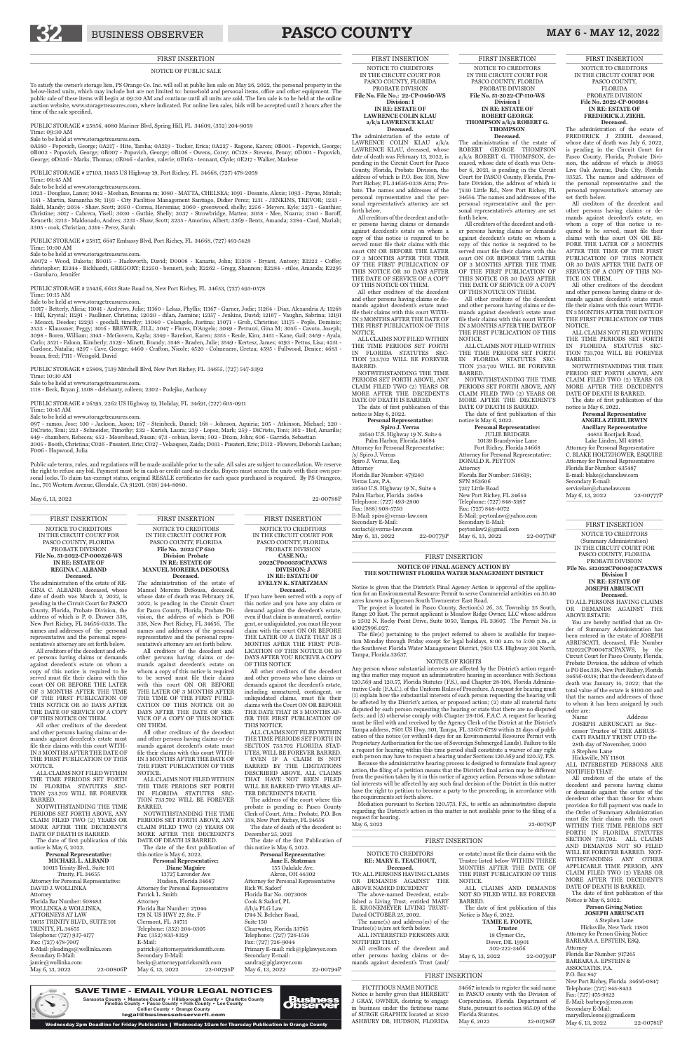## FIRST INSERTION

### NOTICE OF PUBLIC SALE

To satisfy the owner's storage lien, PS Orange Co. Inc. will sell at public lien sale on May 26, 2022, the personal property in the below-listed units, which may include but are not limited to: household and personal items, office and other equipment. The public sale of these items will begin at 09:30 AM and continue until all units are sold. The lien sale is to be held at the online auction website, www.storagetreasures.com, where indicated. For online lien sales, bids will be accepted until 2 hours after the time of the sale specified.

PUBLIC STORAGE # 25856, 4080 Mariner Blvd, Spring Hill, FL 34609, (352) 204-9059
Time: 09:30 AM
Sale to be held at www.storagetreasures.com.
0A160 - Popovich, George; 0A217 - Hite, Tasha; 0A219 - Tucker, Erica; 0A227 - Ragone, Karen; 0B001 - Popovich, George; 0B002 - Popovich, George; 0B007 - Popovich, George; 0B106 - Owens, Corey; 0C128 - Stevens, Penny; 0D001 - Popovich, George; 0D036 - Marks, Thomas; 0E046 - darden, valerie; 0E163 - tennant, Clyde; 0E217 - Walker, Marlene

PUBLIC STORAGE # 27103, 11435 US Highway 19, Port Richey, FL 34668, (727) 478-2059
Time: 09:45 AM
Sale to be held at www.storagetreasures.com.
1023 - Douglass, Lance; 1042 - Meehan, Breanna m; 1080 - MATTA, CHELSEA; 1091 - Desanto, Alexis; 1093 - Payne, Miriah; 1161 - Martin, Samantha St; 1193 - City Facilities Management Santiago, Didier Perez; 1231 - JENKINS, TREVOR; 1233 - Baldi, Mandy; 2034 - Shaw, Scott; 2050 - Correa, Heremias; 2060 - greenwood, shelly; 2256 - Meyers, Kyle; 2271 - Gauthier, Christine; 3017 - Cabrera, Yisell; 3030 - Gothie, Shelly; 3037 - Strowbridge, Matteo; 3058 - Mee, Nuarra; 3140 - Boroff, Kenneth; 3213 - Maldonado, Andres; 3231 - Shaw, Scott; 3235 - Amorino, Albert; 3269 - Bentz, Amanda; 3284 - Card, Mariah; 3305 - cook, Christian; 3314 - Perez, Sarah

PUBLIC STORAGE # 25817, 6647 Embassy Blvd, Port Richey, FL 34668, (727) 491-5429
Time: 10:00 AM
Sale to be held at www.storagetreasures.com.
A0072 - Wood, Dakota; B0015 - Hackworth, David; D0008 - Kanaris, John; E1208 - Bryant, Antony; E1222 - Coffey, christopher; E1244 - Bickhardt, GREGORY; E2250 - bennett, josh; E2262 - Gregg, Shannon; E2284 - stiles, Amanda; E2295 - Gambaro, Jennifer

PUBLIC STORAGE # 25436, 6613 State Road 54, New Port Richey, FL 34653, (727) 493-0578
Time: 10:15 AM
Sale to be held at www.storagetreasures.com.
11017 - Betterly, Alicia; 11041 - Andrews, Julie; 11160 - Lekas, Phyllis; 11167 - Garner, Jodie; 11264 - Diaz, Alexandria A; 11268 - Hill, Krystal; 11291 - Faulkner, Christina; 12020 - dilan, Jasmine; 12157 - Jenkins, David; 12167 - Vaughn, Sabrina; 12191 - Mesco, Deedee; 12293 - goodall, timothy; 13040 - Colangelo, Justina; 13071 - Grob, Christine; 13175 - Purple, Dominic; 2533 - Klaussner, Peggy; 3016 - BREWER, JILL; 3047 - Flores, D'Angelo; 3049 - Petruzzi, Gina M; 3056 - Cavoto, Joseph; 3098 - Boren, William; 3143 - McGovern, Kayla; 3349 - Barefoot, Karen; 3355 - Reule, Kim; 3451 - Kane, Gail; 3459 - Ayala, Carlo; 3521 - Faloon, Kimberly; 3529 - Minett, Brandy; 3548 - Braden, Julie; 3549 - Kertesz, James; 4193 - Pettus, Lisa; 4251 - Cardone, Natalia; 4297 - Cave, George; 4460 - Crafton, Nicole; 4520 - Colmenero, Gretza; 4595 - Fullwood, Denise; 4683 - buzan, fred; P111 - Weisgold, David

PUBLIC STORAGE # 25808, 7139 Mitchell Blvd, New Port Richey, FL 34655, (727) 547-3392
Time: 10:30 AM
Sale to be held at www.storagetreasures.com.
1118 - Beck, Bryan j; 1508 - delehanty, colleen; 2302 - Podejko, Anthony

PUBLIC STORAGE # 26595, 2262 US Highway 19, Holiday, FL 34691, (727) 605-0911
Time: 10:45 AM
Sale to be held at www.storagetreasures.com.
097 - ramos, Jose; 100 - Jackson, Jason; 167 - Steinbeck, Daniel; 168 - Johnson, Aquiria; 205 - Atkinson, Michael; 220 - DiCristo, Toni; 223 - Schneider, Timothy; 232 - Kurish, Laura; 239 - Lopez, Mark; 259 - DiCristo, Toni; 362 - Hof, Amarilis; 449 - chambers, Rebecca; 452 - Moorehead, Susan; 473 - cobian, kevin; 502 - Dixon, John; 606 - Garrido, Sebastian
2005 - Booth, Christina; C026 - Pusateri, Eric; C027 - Velazquez, Zaida; D031 - Pusateri, Eric; D112 - Flowers, Deborah Lashan; F006 - Hopwood, Julia

Public sale terms, rules, and regulations will be made available prior to the sale. All sales are subject to cancellation. We reserve the right to refuse any bid. Payment must be in cash or credit card-no checks. Buyers must secure the units with their own personal locks. To claim tax-exempt status, original RESALE certificates for each space purchased is required. PS Orangeco, Inc., 701 Western Avenue, Glendale, CA 91201. (818) 244-8080.

May 6, 13, 2022 22-00788P

## FIRST INSERTION

NOTICE TO CREDITORS
IN THE CIRCUIT COURT FOR PASCO COUNTY, FLORIDA
PROBATE DIVISION
**File No. 51-2022-CP-000526-WS**
**IN RE: ESTATE OF REGINA C. ALBAND**
**Deceased.**

The administration of the estate of REGINA C. ALBAND, deceased, whose date of death was March 2, 2022, is pending in the Circuit Court for Pasco County, Florida, Probate Division, the address of which is P. O. Drawer 338, New Port Richey, FL 34656-0338. The names and addresses of the personal representative and the personal representative's attorney are set forth below.

All creditors of the decedent and other persons having claims or demands against decedent's estate on whom a copy of this notice is required to be served must file their claims with this court ON OR BEFORE THE LATER OF 3 MONTHS AFTER THE TIME OF THE FIRST PUBLICATION OF THIS NOTICE OR 30 DAYS AFTER THE DATE OF SERVICE OF A COPY OF THIS NOTICE ON THEM.

All other creditors of the decedent and other persons having claims or demands against decedent's estate must file their claims with this court WITHIN 3 MONTHS AFTER THE DATE OF THE FIRST PUBLICATION OF THIS NOTICE.

ALL CLAIMS NOT FILED WITHIN THE TIME PERIODS SET FORTH IN FLORIDA STATUTES SECTION 733.702 WILL BE FOREVER BARRED.

NOTWITHSTANDING THE TIME PERIODS SET FORTH ABOVE, ANY CLAIM FILED TWO (2) YEARS OR MORE AFTER THE DECEDENT'S DATE OF DEATH IS BARRED.

The date of first publication of this notice is May 6, 2022.

**Personal Representative:**
**MICHAEL L. ALBAND**
10015 Trinity Blvd., Suite 101
Trinity, FL 34655
Attorney for Personal Representative:
DAVID J. WOLLINKA
Attorney
Florida Bar Number: 608483
WOLLINKA & WOLLINKA, ATTORNEYS AT LAW
10015 TRINITY BLVD., SUITE 101
TRINITY, FL 34655
Telephone: (727) 937-4177
Fax: (727) 478-7007
E-Mail: pleadings@wollinka.com
Secondary E-Mail: jamie@wollinka.com
May 6, 13, 2022 22-00806P

## FIRST INSERTION

NOTICE TO CREDITORS
IN THE CIRCUIT COURT FOR PASCO COUNTY, FLORIDA
**File No. 2022 CP 650**
**Division Probate**
**IN RE: ESTATE OF MANUEL MOREIRA DESOUSA**
**Deceased.**

The administration of the estate of Manuel Moreira DeSousa, deceased, whose date of death was February 26, 2022, is pending in the Circuit Court for Pasco County, Florida, Probate Division, the address of which is POB 338, New Port Richey, FL 34656. The names and addresses of the personal representative and the personal representative's attorney are set forth below.

All creditors of the decedent and other persons having claims or demands against decedent's estate on whom a copy of this notice is required to be served must file their claims with this court ON OR BEFORE THE LATER OF 3 MONTHS AFTER THE TIME OF THE FIRST PUBLICATION OF THIS NOTICE OR 30 DAYS AFTER THE DATE OF SERVICE OF A COPY OF THIS NOTICE ON THEM.

All other creditors of the decedent and other persons having claims or demands against decedent's estate must file their claims with this court WITHIN 3 MONTHS AFTER THE DATE OF THE FIRST PUBLICATION OF THIS NOTICE.

ALL CLAIMS NOT FILED WITHIN THE TIME PERIODS SET FORTH IN FLORIDA STATUTES SECTION 733.702 WILL BE FOREVER BARRED.

NOTWITHSTANDING THE TIME PERIODS SET FORTH ABOVE, ANY CLAIM FILED TWO (2) YEARS OR MORE AFTER THE DECEDENT'S DATE OF DEATH IS BARRED.

The date of first publication of this notice is May 6, 2022.

**Personal Representative:**
**Diane Maguire**
13727 Lavender Ave
Hudson, Florida 34667
Attorney for Personal Representative
Patrick L. Smith
Attorney
Florida Bar Number: 27044
179 N. US HWY 27, Ste. F
Clermont, FL 34711
Telephone: (352) 204-0305
Fax: (352) 833-8329
E-Mail: patrick@attorneypatricksmith.com
Secondary E-Mail: becky@attorneypatricksmith.com
May 6, 13, 2022 22-00795P

## FIRST INSERTION

NOTICE TO CREDITORS
IN THE CIRCUIT COURT FOR PASCO COUNTY, FLORIDA
PROBATE DIVISION
**CASE NO.: 2022CP000359CPAXWS**
**DIVISION: J**
**IN RE: ESTATE OF EVELYN K. STARTZMAN**
**Deceased.**

If you have been served with a copy of this notice and you have any claim or demand against the decedent's estate, even if that claim is unmatured, contingent, or unliquidated, you must file your claim with the court ON OR BEFORE THE LATER OF A DATE THAT IS 3 MONTHS AFTER THE FIRST PUBLICATION OF THIS NOTICE OR 30 DAYS AFTER YOU RECEIVE A COPY OF THIS NOTICE

All other creditors of the decedent and other persons who have claims or demands against the decedent's estate, including unmatured, contingent, or unliquidated claims, must file their claims with the Court ON OR BEFORE THE DATE THAT IS 3 MONTHS AFTER THE FIRST PUBLICATION OF THIS NOTICE.

ALL CLAIMS NOT FILED WITHIN THE TIME PERIODS SET FORTH IN SECTION 733.702 FLORIDA STATUTES, WILL BE FOREVER BARRED.

EVEN IF A CLAIM IS NOT BARRED BY THE LIMITATIONS DESCRIBED ABOVE, ALL CLAIMS THAT HAVE NOT BEEN FILED WILL BE BARRED TWO YEARS AFTER DECEDENT'S DEATH.

The address of the court where this probate is pending is: Pasco County Clerk of Court, Attn.: Probate, P.O. Box 338, New Port Richey, FL 34656

The date of death of the decedent is: December 25, 2021

The date of the First Publication of this notice is May 6, 2022.

**Personal Representative:**
**Jane E. Statzman**
155 Oakdale Ave.
Akron, OH 44302
Attorney for Personal Representative
Rick W. Sadorf
Florida Bar No. 0073008
Cook & Sadorf, PL
d/b/a PLG Law
1744 N. Belcher Road, Suite 150
Clearwater, Florida 33765
Telephone: (727) 726-1514
Fax: (727) 726-9044
Primary E-mail: rick@plglawyer.com
Secondary E-mail: sandra@plglawyer.com
May 6, 13, 2022 22-00794P

## FIRST INSERTION

NOTICE TO CREDITORS
IN THE CIRCUIT COURT FOR PASCO COUNTY, FLORIDA
PROBATE DIVISION
**File No. File No.: 22-CP-0460-WS**
**Division: I**
**IN RE: ESTATE OF LAWRENCE COLIN KLAU a/k/a LAWRENCE KLAU**
**Deceased.**

The administration of the estate of LAWRENCE COLIN KLAU a/k/a LAWRENCE KLAU, deceased, whose date of death was February 13, 2022, is pending in the Circuit Court for Pasco County, Florida, Probate Division, the address of which is P.O. Box 338, New Port Richey, FL 34656-0338 Attn: Probate. The names and addresses of the personal representative and the personal representative's attorney are set forth below.

All creditors of the decedent and other persons having claims or demands against decedent's estate on whom a copy of this notice is required to be served must file their claims with this court ON OR BEFORE THE LATER OF 3 MONTHS AFTER THE TIME OF THE FIRST PUBLICATION OF THIS NOTICE OR 30 DAYS AFTER THE DATE OF SERVICE OF A COPY OF THIS NOTICE ON THEM.

All other creditors of the decedent and other persons having claims or demands against decedent's estate must file their claims with this court WITHIN 3 MONTHS AFTER THE DATE OF THE FIRST PUBLICATION OF THIS NOTICE.

ALL CLAIMS NOT FILED WITHIN THE TIME PERIODS SET FORTH IN FLORIDA STATUTES SECTION 733.702 WILL BE FOREVER BARRED.

NOTWITHSTANDING THE TIME PERIODS SET FORTH ABOVE, ANY CLAIM FILED TWO (2) YEARS OR MORE AFTER THE DECEDENT'S DATE OF DEATH IS BARRED.

The date of first publication of this notice is May 6, 2022.

**Personal Representative:**
**Spiro J. Verras**
31640 U.S. Highway 19 N. Suite 4
Palm Harbor, Florida 34684
Attorney for Personal Representative:
/s/ Spiro J. Verras
Spiro J. Verras, Esq.
Attorney
Florida Bar Number: 479240
Verras Law, P.A.
31640 U.S. Highway 19 N., Suite 4
Palm Harbor, Florida 34684
Telephone: (727) 493-2900
Fax: (888) 908-5750
E-Mail: spiro@verras-law.com
Secondary E-Mail: contact@verras-law.com
May 6, 13, 2022 22-00779P

## FIRST INSERTION

NOTICE TO CREDITORS
IN THE CIRCUIT COURT FOR PASCO COUNTY, FLORIDA
PROBATE DIVISION
**File No. 51-2022-CP-110-WS**
**Division I**
**IN RE: ESTATE OF ROBERT GEORGE THOMPSON a/k/a ROBERT G. THOMPSON**
**Deceased.**

The administration of the estate of ROBERT GEORGE THOMPSON a/k/a ROBERT G. THOMPSON, deceased, whose date of death was October 6, 2021, is pending in the Circuit Court for PASCO County, Florida, Probate Division, the address of which is 7530 Little Rd., New Port Richey, FL 34654. The names and addresses of the personal representative and the personal representative's attorney are set forth below.

All creditors of the decedent and other persons having claims or demands against decedent's estate on whom a copy of this notice is required to be served must file their claims with this court ON OR BEFORE THE LATER OF 3 MONTHS AFTER THE TIME OF THE FIRST PUBLICATION OF THIS NOTICE OR 30 DAYS AFTER THE DATE OF SERVICE OF A COPY OF THIS NOTICE ON THEM.

All other creditors of the decedent and other persons having claims or demands against decedent's estate must file their claims with this court WITHIN 3 MONTHS AFTER THE DATE OF THE FIRST PUBLICATION OF THIS NOTICE.

ALL CLAIMS NOT FILED WITHIN THE TIME PERIODS SET FORTH IN FLORIDA STATUTES SECTION 733.702 WILL BE FOREVER BARRED.

NOTWITHSTANDING THE TIME PERIODS SET FORTH ABOVE, ANY CLAIM FILED TWO (2) YEARS OR MORE AFTER THE DECEDENT'S DATE OF DEATH IS BARRED.

The date of first publication of this notice is May 6, 2022.

**Personal Representative:**
JULIE BRIDGER
10139 Brandywine Lane
Port Richey, Florida 34668
Attorney for Personal Representative:
DONALD R. PEYTON
Attorney
Florida Bar Number: 516619;
SPN #63606
7317 Little Road
New Port Richey, FL 34654
Telephone: (727) 848-5997
Fax: (727) 848-4072
E-Mail: peytonlaw@yahoo.com
Secondary E-Mail: peytonlaw2@gmail.com
May 6, 13, 2022 22-00778P

## FIRST INSERTION

NOTICE TO CREDITORS
IN THE CIRCUIT COURT FOR PASCO COUNTY, FLORIDA
PROBATE DIVISION
**File No. 2022-CP-000184**
**IN RE: ESTATE OF FREDERICK J. ZIEHL**
**Deceased.**

The administration of the estate of FREDERICK J. ZIEHL, deceased, whose date of death was July 6, 2022, is pending in the Circuit Court for Pasco County, Florida, Probate Division, the address of which is 38053 Live Oak Avenue, Dade City, Florida 33525. The names and addresses of the personal representative and the personal representative's attorney are set forth below.

All creditors of the decedent and other persons having claims or demands against decedent's estate, on whom a copy of this notice is required to be served, must file their claims with this court ON OR BEFORE THE LATER OF 3 MONTHS AFTER THE TIME OF THE FIRST PUBLICATION OF THIS NOTICE OR 30 DAYS AFTER THE DATE OF SERVICE OF A COPY OF THIS NOTICE ON THEM.

All creditors of the decedent and other persons having claims or demands against decedent's estate must file their claims with this court WITHIN 3 MONTHS AFTER THE DATE OF THE FIRST PUBLICATION OF THIS NOTICE.

ALL CLAIMS NOT FILED WITHIN THE TIME PERIODS SET FORTH IN FLORIDA STATUTES SECTION 733.702 WILL BE FOREVER BARRED.

NOTWITHSTANDING THE TIME PERIOD SET FORTH ABOVE, ANY CLAIM FILED TWO (2) YEARS OR MORE AFTER THE DECEDENT'S DATE OF DEATH IS BARRED.

The date of first publication of this notice is May 6, 2022.

**Personal Representative**
**ANGELA ZIEHL IRWIN**
**Ancillary Representative**
44855 Bootjack Road,
Lake Linden, MI 49945
Attorney for Personal Representative
C. BLAKE HOLTZHOWER, ESQUIRE
Attorney for Personal Representative
Florida Bar Number: 435487
E-mail: blake@chanelaw.com
Secondary E-mail: servicelaw@chanelaw.com
May 6, 13, 2022 22-00777P

## FIRST INSERTION

### NOTICE OF FINAL AGENCY ACTION BY THE SOUTHWEST FLORIDA WATER MANAGEMENT DISTRICT

Notice is given that the District's Final Agency Action is approval of the application for an Environmental Resource Permit to serve Commercial activities on 30.40 acres known as Epperson South Townecenter East Road.

The project is located in Pasco County, Section(s) 26, 35, Township 25 South, Range 20 East. The permit applicant is Meadow Ridge Owner, LLC whose address is 2502 N. Rocky Point Drive, Suite 1050, Tampa, FL 33607. The Permit No. is 43027996.027.

The file(s) pertaining to the project referred to above is available for inspection Monday through Friday except for legal holidays, 8:00 a.m. to 5:00 p.m., at the Southwest Florida Water Management District, 7601 U.S. Highway 301 North, Tampa, Florida 33637.

NOTICE OF RIGHTS

Any person whose substantial interests are affected by the District's action regarding this matter may request an administrative hearing in accordance with Sections 120.569 and 120.57, Florida Statutes (F.S.), and Chapter 28-106, Florida Administrative Code (F.A.C.), of the Uniform Rules of Procedure. A request for hearing must (1) explain how the substantial interests of each person requesting the hearing will be affected by the District's action, or proposed action; (2) state all material facts disputed by each person requesting the hearing or state that there are no disputed facts; and (3) otherwise comply with Chapter 28-106, F.A.C. A request for hearing must be filed with and received by the Agency Clerk of the District at the District's Tampa address, 7601 US Hwy. 301, Tampa, FL 33637-6759 within 21 days of publication of this notice (or within14 days for an Environmental Resource Permit with Proprietary Authorization for the use of Sovereign Submerged Lands). Failure to file a request for hearing within this time period shall constitute a waiver of any right such person may have to request a hearing under Sections 120.569 and 120.57, F.S.

Because the administrative hearing process is designed to formulate final agency action, the filing of a petition means that the District's final action may be different from the position taken by it in this notice of agency action. Persons whose substantial interests will be affected by any such final decision of the District in this matter have the right to petition to become a party to the proceeding, in accordance with the requirements set forth above.

Mediation pursuant to Section 120.573, F.S., to settle an administrative dispute regarding the District's action in this matter is not available prior to the filing of a request for hearing.

May 6, 2022 22-00787P

## FIRST INSERTION

NOTICE TO CREDITORS
(Summary Administration)
IN THE CIRCUIT COURT FOR PASCO COUNTY, FLORIDA
PROBATE DIVISION
**File No. 512022CP000473CPAXWS**
**Division I**
**IN RE: ESTATE OF JOSEPH ABRUSCATI**
**Deceased.**

TO ALL PERSONS HAVING CLAIMS OR DEMANDS AGAINST THE ABOVE ESTATE:

You are hereby notified that an Order of Summary Administration has been entered in the estate of JOSEPH ABRUSCATI, deceased, File Number 512022CP000473CPAXWS, by the Circuit Court for Pasco County, Florida, Probate Division, the address of which is PO Box 338, New Port Richey, Florida 34656-0338; that the decedent's date of death was January 14, 2022; that the total value of the estate is $100.00 and that the names and addresses of those to whom it has been assigned by such order are:

Name Address
JOSEPH ABRUSCATI as Successor Trustee of THE ABRUSCATI FAMILY TRUST UTD the 28th day of November, 2000
5 Stephen Lane
Hicksville, NY 11801

ALL INTERESTED PERSONS ARE NOTIFIED THAT:

All creditors of the estate of the decedent and persons having claims or demands against the estate of the decedent other than those for whom provision for full payment was made in the Order of Summary Administration must file their claims with this court WITHIN THE TIME PERIODS SET FORTH IN FLORIDA STATUTES SECTION 733.702. ALL CLAIMS AND DEMANDS NOT SO FILED WILL BE FOREVER BARRED. NOTWITHSTANDING ANY OTHER APPLICABLE TIME PERIOD, ANY CLAIM FILED TWO (2) YEARS OR MORE AFTER THE DECEDENT'S DATE OF DEATH IS BARRED.

The date of first publication of this Notice is May 6, 2022.

**Person Giving Notice:**
**JOSEPH ABRUSCATI**
5 Stephen Lane
Hicksville, New York 11801
Attorney for Person Giving Notice
BARBARA A. EPSTEIN, ESQ.
Attorney
Florida Bar Number: 917265
BARBARA A. EPSTEIN & ASSOCIATES, P.A.
P.O. Box 847
New Port Richey, Florida 34656-0847
Telephone: (727) 845-8433
Fax: (727) 475-9822
E-Mail: barbeps@msn.com
Secondary E-Mail: maryellen.leone@gmail.com
May 6, 13, 2022 22-00781P

## FIRST INSERTION

NOTICE TO CREDITORS
**RE: MARY E. TEACHOUT,**
**Deceased.**

TO: ALL PERSONS HAVING CLAIMS OR DEMANDS AGAINST THE ABOVE NAMED DECEDENT

The above-named Decedent, established a Living Trust, entitled MARY E. KRONEMEYER LIVING TRUST-Dated OCTOBER 25, 2002.

The name(s) and address(es) of the Trustee(s) is/are set forth below.

ALL INTERESTED PERSONS ARE NOTIFIED THAT:

All creditors of the decedent and other persons having claims or demands against decedent's Trust (and/or estate) must file their claims with the Trustee listed below WITHIN THREE MONTHS AFTER THE DATE OF THE FIRST PUBLICATION OF THIS NOTICE.

ALL CLAIMS AND DEMANDS NOT SO FILED WILL BE FOREVER BARRED.

The date of first publication of this Notice is May 6, 2022.

**TAMIE E. FOOTE,**
**Trustee**
18 Clymer Cir.,
Dover, DE 19901
302-222-3466
May 6, 13, 2022 22-00793P

## FIRST INSERTION

FICTITIOUS NAME NOTICE
Notice is hereby given that HERBERT J GRAY, OWNER, desiring to engage in business under the fictitious name of SURGE GRAPHIX located at 8530 ASHBURY DR, HUDSON, FLORIDA 34667 intends to register the said name in PASCO county with the Division of Corporations, Florida Department of State, pursuant to section 865.09 of the Florida Statutes.

May 6, 2022 22-00786P

**SAVE TIME - EMAIL YOUR LEGAL NOTICES**
Sarasota County • Manatee County • Hillsborough County • Charlotte County
Pinellas County • Pasco County • Polk County • Lee County
Collier County • Orange County
legal@businessobserverfl.com
Wednesday 2pm Deadline for Friday Publication | Wednesday 10am for Thursday Publication in Orange County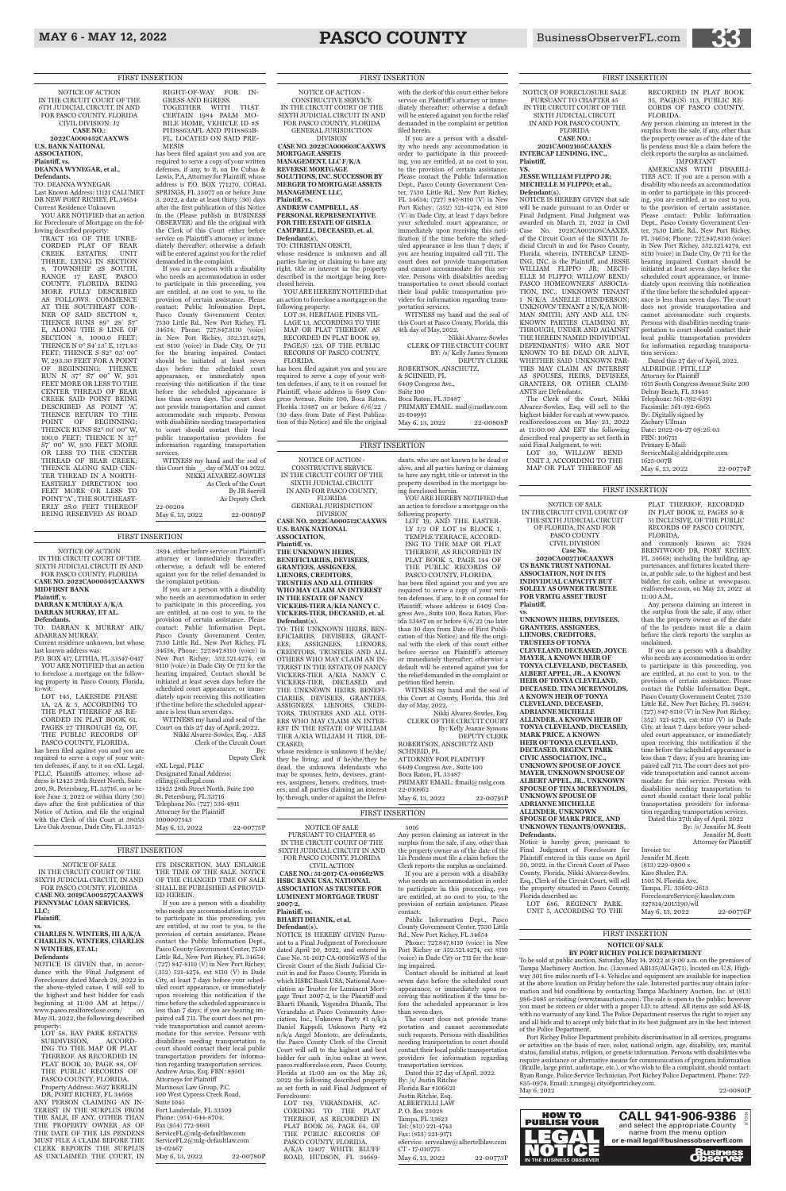FIRST INSERTION

NOTICE OF ACTION
IN THE CIRCUIT COURT OF THE 6TH JUDICIAL CIRCUIT, IN AND FOR PASCO COUNTY, FLORIDA
CIVIL DIVISION: J2
CASE NO.: 2022CA000452CAAXWS

**U.S. BANK NATIONAL ASSOCIATION,**
**Plaintiff, vs.**
**DEANNA WYNEGAR, et al.,**
**Defendants.**

TO: DEANNA WYNEGAR
Last Known Address: 11121 CALUMET DR NEW PORT RICHEY, FL 34654
Current Residence Unknown

YOU ARE NOTIFIED that an action for Foreclosure of Mortgage on the following described property:

TRACT 161 OF THE UNRECORDED PLAT OF BEAR CREEK ESTATES, UNIT THREE, LYING IN SECTION 8, TOWNSHIP 25 SOUTH, RANGE 17 EAST, PASCO COUNTY, FLORIDA BEING MORE FULLY DESCRIBED AS FOLLOWS: COMMENCE AT THE SOUTHEAST CORNER OF SAID SECTION 8, THENCE RUNS 89° 28' 57" E, ALONG THE S LINE OF SECTION 8, 1000.0 FEET; THENCE N 0° 84' 13" E, 1171.43 FEET; THENCE S 82° 03' 00" W, 293.30 FEET FOR A POINT OF BEGINNING: THENCE RUN N 37° 57' 00" W, 931 FEET MORE OR LESS TO THE CENTER THREAD OF BEAR CREEK SAID POINT BEING DESCRIBED AS POINT "A", THENCE RETURN TO THE POINT OF BEGINNING; THENCE RUNS S2° 03' 00" W, 100.0 FEET; THENCE N 37° 57' 00" W, 930 FEET MORE OR LESS TO THE CENTER THREAD OF BEAR CREEK; THENCE ALONG SAID CENTER THREAD IN A NORTHEASTERLY DIRECTION 100 FEET MORE OR LESS TO POINT "A", THE SOUTHEASTERLY 28.0 FEET THEREOF BEING RESERVED AS ROAD RIGHT-OF-WAY FOR INGRESS AND EGRESS. TOGETHER WITH THAT CERTAIN 1984 PALM MOBILE HOME, VEHICLE ID #S PH18863AFL AND PH18863BFL, LOCATED ON SAID PREMESIS

has been filed against you and you are required to serve a copy of your written defenses, if any, to it, on De Cubas & Lewis, P.A. Attorney for Plaintiff, whose address is P.O. BOX 771270, CORAL SPRINGS, FL 33077 on or before June 3, 2022, a date at least thirty (30) days after the first publication of this Notice in the (Please publish in BUSINESS OBSERVER) and file the original with the Clerk of this Court either before service on Plaintiff's attorney or immediately thereafter; otherwise a default will be entered against you for the relief demanded in the complaint.

If you are a person with a disability who needs an accommodation in order to participate in this proceeding, you are entitled, at no cost to you, to the provision of certain assistance. Please contact: Public Information Dept., Pasco County Government Center, 7530 Little Rd., New Port Richey, FL 34654; Phone: 727.847.8110 (voice) in New Port Richey, 352.521.4274, ext 8110 (voice) in Dade City, Or 711 for the hearing impaired. Contact should be initiated at least seven days before the scheduled court appearance, or immediately upon receiving this notification if the time before the scheduled appearance is less than seven days. The court does not provide transportation and cannot accommodate such requests. Persons with disabilities needing transportation to court should contact their local public transportation providers for information regarding transportation services.

WITNESS my hand and the seal of this Court this __ day of MAY 04 2022.
NIKKI ALVAREZ-SOWLES
As Clerk of the Court
By JR Sorrell
As Deputy Clerk

22-00204
May 6, 13, 2022 22-00809P

FIRST INSERTION

NOTICE OF ACTION - CONSTRUCTIVE SERVICE
IN THE CIRCUIT COURT OF THE SIXTH JUDICIAL CIRCUIT IN AND FOR PASCO COUNTY, FLORIDA
GENERAL JURISDICTION DIVISION
**CASE NO. 2022CA000603CAAXWS**

**MORTGAGE ASSETS MANAGEMENT, LLC F/K/A REVERSE MORTGAGE SOLUTIONS, INC. SUCCESSOR BY MERGER TO MORTGAGE ASSETS MANAGEMENT, LLC,**
**Plaintiff, vs.**
**ANDREW CAMPBELL, AS PERSONAL REPRESENTATIVE FOR THE ESTATE OF GISELA CAMPBELL, DECEASED, et. al.**
**Defendant(s),**

TO: CHRISTIAN OESCH,
whose residence is unknown and all parties having or claiming to have any right, title or interest in the property described in the mortgage being foreclosed herein.

YOU ARE HEREBY NOTIFIED that an action to foreclose a mortgage on the following property:

LOT 38, HERITAGE PINES VILLAGE 13, ACCORDING TO THE MAP OR PLAT THEREOF, AS RECORDED IN PLAT BOOK 49, PAGE(S) 123, OF THE PUBLIC RECORDS OF PASCO COUNTY, FLORIDA.

has been filed against you and you are required to serve a copy of your written defenses, if any, to it on counsel for Plaintiff, whose address is 6409 Congress Avenue, Suite 100, Boca Raton, Florida 33487 on or before 6/6/22 / (30 days from Date of First Publication of this Notice) and file the original with the clerk of this court either before service on Plaintiff's attorney or immediately thereafter; otherwise a default will be entered against you for the relief demanded in the complaint or petition filed herein.

If you are a person with a disability who needs any accommodation in order to participate in this proceeding, you are entitled, at no cost to you, to the provision of certain assistance. Please contact the Public Information Dept., Pasco County Government Center, 7530 Little Rd., New Port Richey, FL 34654; (727) 847-8110 (V) in New Port Richey; (352) 521-4274, ext 8110 (V) in Dade City, at least 7 days before your scheduled court appearance, or immediately upon receiving this notification if the time before the scheduled appearance is less than 7 days; if you are hearing impaired call 711. The court does not provide transportation and cannot accommodate for this service. Persons with disabilities needing transportation to court should contact their local public transportation providers for information regarding transportation services.

WITNESS my hand and the seal of this Court at Pasco County, Florida, this 4th day of May, 2022.

Nikki Alvarez-Sowles
CLERK OF THE CIRCUIT COURT
BY: /s/ Kelly James Symons
DEPUTY CLERK

ROBERTSON, ANSCHUTZ, & SCHNEID, PL
6409 Congress Ave., Suite 100
Boca Raton, FL 33487
PRIMARY EMAIL: mail@rasflaw.com
21-104991
May 6, 13, 2022 22-00808P

FIRST INSERTION

NOTICE OF FORECLOSURE SALE PURSUANT TO CHAPTER 45
IN THE CIRCUIT COURT OF THE SIXTH JUDICIAL CIRCUIT IN AND FOR PASCO COUNTY, FLORIDA
CASE NO.: 2021CA002105CAAXES

**INTERCAP LENDING, INC.,**
**Plaintiff,**
**VS.**
**JESSE WILLIAM FLIPPO JR; MECHELLE M FLIPPO; et al.,**
**Defendant(s).**

NOTICE IS HEREBY GIVEN that sale will be made pursuant to an Order or Final Judgment. Final Judgment was awarded on March 21, 2022 in Civil Case No. 2021CA002105CAAXES, of the Circuit Court of the SIXTH Judicial Circuit in and for Pasco County, Florida, wherein, INTERCAP LENDING, INC. is the Plaintiff, and JESSE WILLIAM FLIPPO JR; MECHELLE M FLIPPO; WILLOW BEND/PASCO HOMEOWNERS' ASSOCIATION, INC.; UNKNOWN TENANT 1 N/K/A JANELLE HENDERSON; UNKNOWN TENANT 2 N/K/A NORMAN SMITH; ANY AND ALL UNKNOWN PARTIES CLAIMING BY, THROUGH, UNDER AND AGAINST THE HEREIN NAMED INDIVIDUAL DEFENDANT(S) WHO ARE NOT KNOWN TO BE DEAD OR ALIVE, WHETHER SAID UNKNOWN PARTIES MAY CLAIM AN INTEREST AS SPOUSES, HEIRS, DEVISEES, GRANTEES, OR OTHER CLAIMANTS are Defendants.

The Clerk of the Court, Nikki Alvarez-Sowles, Esq. will sell to the highest bidder for cash at www.pasco.realforeclose.com on May 23, 2022 at 11:00:00 AM EST the following described real property as set forth in said Final Judgment, to wit:

LOT 30, WILLOW BEND UNIT J, ACCORDING TO THE MAP OR PLAT THEREOF AS RECORDED IN PLAT BOOK 35, PAGE(S) 113, PUBLIC RECORDS OF PASCO COUNTY, FLORIDA.

Any person claiming an interest in the surplus from the sale, if any, other than the property owner as of the date of the lis pendens must file a claim before the clerk reports the surplus as unclaimed.

IMPORTANT
AMERICANS WITH DISABILITIES ACT: If you are a person with a disability who needs an accommodation in order to participate in this proceeding, you are entitled, at no cost to you, to the provision of certain assistance. Please contact: Public Information Dept., Pasco County Government Center, 7530 Little Rd., New Port Richey, FL 34654; Phone: 727.847.8110 (voice) in New Port Richey, 352.521.4274, ext 8110 (voice) in Dade City, Or 711 for the hearing impaired. Contact should be initiated at least seven days before the scheduled court appearance, or immediately upon receiving this notification if the time before the scheduled appearance is less than seven days. The court does not provide transportation and cannot accommodate such requests. Persons with disabilities needing transportation to court should contact their local public transportation providers for information regarding transportation services.

Dated this 27 day of April, 2022.
ALDRIDGE | PITE, LLP
Attorney for Plaintiff
1615 South Congress Avenue Suite 200
Delray Beach, FL 33445
Telephone: 561-392-6391
Facsimile: 561-392-6965
By: Digitally signed by Zachary Ullman
Date: 2022-04-27 09:26:03
FBN: 106751
Primary E-Mail: ServiceMail@aldridgepite.com
1625-007B
May 6, 13, 2022 22-00774P

FIRST INSERTION

NOTICE OF ACTION
IN THE CIRCUIT COURT OF THE SIXTH JUDICIAL CIRCUIT IN AND FOR PASCO COUNTY, FLORIDA
**CASE NO. 2022CA000547CAAXWS**

**MIDFIRST BANK**
**Plaintiff, v.**
**DARRAN K MURRAY A/K/A DARRAN MURRAY, ET AL.**
**Defendants.**

TO: DARRAN K MURRAY AIK/ ADARRAN MURRAY,
Current residence unknown, but whose last known address was:
P.O. BOX 417, LITHIA, FL 33547-0417

YOU ARE NOTIFIED that an action to foreclose a mortgage on the following property in Pasco County, Florida, to-wit:

LOT 145, LAKESIDE PHASE 1A, 2A & 5, ACCORDING TO THE PLAT THEREOF AS RECORDED IN PLAT BOOK 61, PAGES 27 THROUGH 62, OF THE PUBLIC RECORDS OF PASCO COUNTY, FLORIDA.

has been filed against you and you are required to serve a copy of your written defenses, if any, to it on eXL Legal, PLLC, Plaintiff's attorney, whose address is 12425 28th Street North, Suite 200, St. Petersburg, FL 33716, on or before June 3, 2022 or within thirty (30) days after the first publication of this Notice of Action, and file the original with the Clerk of this Court at 38053 Live Oak Avenue, Dade City, FL 33523-3894, either before service on Plaintiff's attorney or immediately thereafter; otherwise, a default will be entered against you for the relief demanded in the complaint petition.

If you are a person with a disability who needs an accommodation in order to participate in this proceeding, you are entitled, at no cost to you, to the provision of certain assistance. Please contact: Public Information Dept., Pasco County Government Center, 7530 Little Rd., New Port Richey, FL 34654, Phone: 727.847.8110 (voice) in New Port Richey; 352.521.4274, ext 8110 (voice) in Dade City Or 711 for the hearing impaired. Contact should be initiated at least seven days before the scheduled court appearance, or immediately upon receiving this notification if the time before the scheduled appearance is less than seven days.

WITNESS my hand and seal of the Court on this 27 day of April, 2022.
Nikki Alvarez-Sowles, Esq. - AES
Clerk of the Circuit Court
By:
Deputy Clerk

eXL Legal, PLLC
Designated Email Address: efiling@exllegal.com
12425 28th Street North, Suite 200
St. Petersburg, FL 33716
Telephone No. (727) 536-4911
Attorney for the Plaintiff
1000007543
May 6, 13, 2022 22-00775P

FIRST INSERTION

NOTICE OF ACTION - CONSTRUCTIVE SERVICE
IN THE CIRCUIT COURT OF THE SIXTH JUDICIAL CIRCUIT IN AND FOR PASCO COUNTY, FLORIDA
GENERAL JURISDICTION DIVISION
**CASE NO. 2022CA000512CAAXWS**

**U.S. BANK NATIONAL ASSOCIATION,**
**Plaintiff, vs.**
**THE UNKNOWN HEIRS, BENEFICIARIES, DEVISEES, GRANTEES, ASSIGNEES, LIENORS, CREDITORS, TRUSTEES AND ALL OTHERS WHO MAY CLAIM AN INTEREST IN THE ESTATE OF NANCY VICKERS-TIER A/K/A NANCY C. VICKERS-TIER, DECEASED, et. al.**
**Defendant(s),**

TO: THE UNKNOWN HEIRS, BENEFICIARIES, DEVISEES, GRANTEES, ASSIGNEES, LIENORS, CREDITORS, TRUSTEES AND ALL OTHERS WHO MAY CLAIM AN INTEREST IN THE ESTATE OF NANCY VICKERS-TIER A/K/A NANCY C. VICKERS-TIER, DECEASED, and THE UNKNOWN HEIRS, BENEFICIARIES, DEVISEES, GRANTEES, ASSIGNEES, LIENORS, CREDITORS, TRUSTEES AND ALL OTHERS WHO MAY CLAIM AN INTEREST IN THE ESTATE OF WILLIAM TIER A/K/A WILLIAM H. TIER, DECEASED,

whose residence is unknown if he/she/they be living; and if he/she/they be dead, the unknown defendants who may be spouses, heirs, devisees, grantees, assignees, lienors, creditors, trustees, and all parties claiming an interest by, through, under or against the Defendants, who are not known to be dead or alive, and all parties having or claiming to have any right, title or interest in the property described in the mortgage being foreclosed herein.

YOU ARE HEREBY NOTIFIED that an action to foreclose a mortgage on the following property:

LOT 19, AND THE EASTERLY 1/2 OF LOT 18 BLOCK 1, TEMPLE TERRACE, ACCORDING TO THE MAP OR PLAT THEREOF, AS RECORDED IN PLAT BOOK 5, PAGE 144 OF THE PUBLIC RECORDS OF PASCO COUNTY, FLORIDA.

has been filed against you and you are required to serve a copy of your written defenses, if any, to it on counsel for Plaintiff, whose address is 6409 Congress Ave., Suite 100, Boca Raton, Florida 33487 on or before 6/6/22 (no later than 30 days from Date of First Publication of this Notice) and file the original with the clerk of this court either before service on Plaintiff's attorney or immediately thereafter; otherwise a default will be entered against you for the relief demanded in the complaint or petition filed herein.

WITNESS my hand and the seal of this Court at County, Florida, this 3rd day of May, 2022.

Nikki Alvarez-Sowles, Esq.
CLERK OF THE CIRCUIT COURT
BY: Kelly Jeanne Symons
DEPUTY CLERK

ROBERTSON, ANSCHUTZ AND SCHNEID, PL
ATTORNEY FOR PLAINTIFF
6409 Congress Ave., Suite 100
Boca Raton, FL 33487
PRIMARY EMAIL: flmail@raslg.com
22-010962
May 6, 13, 2022 22-00791P

FIRST INSERTION

NOTICE OF SALE
IN THE CIRCUIT CIVIL COURT OF THE SIXTH JUDICIAL CIRCUIT OF FLORIDA, IN AND FOR PASCO COUNTY
CIVIL DIVISION
Case No. 2020CA002710CAAXWS

**US BANK TRUST NATIONAL ASSOCIATION, NOT IN ITS INDIVIDUAL CAPACITY BUT SOLELY AS OWNER TRUSTEE FOR VRMTG ASSET TRUST**
**Plaintiff,**
**vs.**
**UNKNOWN HEIRS, DEVISEES, GRANTEES, ASSIGNEES, LIENORS, CREDITORS, TRUSTEES OF TONYA CLEVELAND, DECEASED, JOYCE MAYER, A KNOWN HEIR OF TONYA CLEVELAND, DECEASED, ALBERT APPEL, JR., A KNOWN HEIR OF TONYA CLEVELAND, DECEASED, TINA MCREYNOLDS, A KNOWN HEIR OF TONYA CLEVELAND, DECEASED, ADRIANNE MICHELLE ALLINDER, A KNOWN HEIR OF TONYA CLEVELAND, DECEASED, MARK PRICE, A KNOWN HEIR OF TONYA CLEVELAND, DECEASED, REGENCY PARK CIVIC ASSOCIATION, INC., UNKNOWN SPOUSE OF JOYCE MAYER, UNKNOWN SPOUSE OF ALBERT APPEL, JR., UNKNOWN SPOUSE OF TINA MCREYNOLDS, UNKNOWN SPOUSE OF ADRIANNE MICHELLE ALLINDER, UNKNOWN SPOUSE OF MARK PRICE, AND UNKNOWN TENANTS/OWNERS,**
**Defendants.**

Notice is hereby given, pursuant to Final Judgment of Foreclosure for Plaintiff entered in this cause on April 20, 2022, in the Circuit Court of Pasco County, Florida, Nikki Alvarez-Sowles, Esq., Clerk of the Circuit Court, will sell the property situated in Pasco County, Florida described as:

LOT 686, REGENCY PARK, UNIT 5, ACCORDING TO THE PLAT THEREOF, RECORDED IN PLAT BOOK 12, PAGES 50 & 51 INCLUSIVE, OF THE PUBLIC RECORDS OF PASCO COUNTY, FLORIDA.

and commonly known as: 7324 BRENTWOOD DR, PORT RICHEY, FL 34668; including the building, appurtenances, and fixtures located therein, at public sale, to the highest and best bidder, for cash, online at www.pasco.realforeclose.com, on May 23, 2022 at 11:00 A.M..

Any persons claiming an interest in the surplus from the sale, if any, other than the property owner as of the date of the lis pendens must file a claim before the clerk reports the surplus as unclaimed.

If you are a person with a disability who needs any accommodation in order to participate in this proceeding, you are entitled, at no cost to you, to the provision of certain assistance. Please contact the Public Information Dept., Pasco County Government Center, 7530 Little Rd., New Port Richey, FL 34654; (727) 847-8110 (V) in New Port Richey; (352) 521-4274, ext 8110 (V) in Dade City, at least 7 days before your scheduled court appearance, or immediately upon receiving this notification if the time before the scheduled appearance is less than 7 days; if you are hearing impaired call 711. The court does not provide transportation and cannot accommodate for this service. Persons with disabilities needing transportation to court should contact their local public transportation providers for information regarding transportation services.

Dated this 27th day of April, 2022
By: /s/ Jennifer M. Scott
Jennifer M. Scott
Attorney for Plaintiff

Invoice to:
Jennifer M. Scott
(813) 229-0900 x
Kass Shuler, P.A.
1505 N. Florida Ave.
Tampa, FL 33602-2613
ForeclosureService@kasslaw.com
327814/2015190/wll
May 6, 13, 2022 22-00776P

FIRST INSERTION

NOTICE OF SALE
IN THE CIRCUIT COURT OF THE SIXTH JUDICIAL CIRCUIT, IN AND FOR PASCO COUNTY, FLORIDA
**CASE NO. 2019CA002577CAAXWS**

**PENNYMAC LOAN SERVICES, LLC;**
**Plaintiff,**
**vs.**
**CHARLES N. WINTERS, III A/K/A CHARLES N. WINTERS, CHARLES N WINTERS, ET.AL;**
**Defendants**

NOTICE IS GIVEN that, in accordance with the Final Judgment of Foreclosure dated March 28, 2022 in the above-styled cause, I will sell to the highest and best bidder for cash beginning at 11:00 AM at https://www.pasco.realforeclose.com/ on May 31, 2022, the following described property:

LOT 58, BAY PARK ESTATES SUBDIVISION, ACCORDING TO THE MAP OR PLAT THEREOF, AS RECORDED IN PLAT BOOK 10, PAGE 88, OF THE PUBLIC RECORDS OF PASCO COUNTY, FLORIDA.

Property Address: 5627 BERLIN DR, PORT RICHEY, FL 34668

ANY PERSON CLAIMING AN INTEREST IN THE SURPLUS FROM THE SALE, IF ANY, OTHER THAN THE PROPERTY OWNER AS OF THE DATE OF THE LIS PENDENS MUST FILE A CLAIM BEFORE THE CLERK REPORTS THE SURPLUS AS UNCLAIMED. THE COURT, IN ITS DISCRETION, MAY ENLARGE THE TIME OF THE SALE. NOTICE OF THE CHANGED TIME OF SALE SHALL BE PUBLISHED AS PROVIDED HEREIN.

If you are a person with a disability who needs any accommodation in order to participate in this proceeding, you are entitled, at no cost to you, to the provision of certain assistance. Please contact the Public Information Dept, Pasco County Government Center, 7530 Little Rd., New Port Richey, FL 34654; (727) 847-8110 (V) in New Port Richey; (352) 521-4274, ext 8110 (V) in Dade City, at least 7 days before your scheduled court appearance, or immediately upon receiving this notification if the time before the scheduled appearance is less than 7 days; if you are hearing impaired call 711. The court does not provide transportation and cannot accommodate for this service. Persons with disabilities needing transportation to court should contact their local public transportation providers for information regarding transportation services.

Andrew Arias, Esq. FBN: 89501
Attorneys for Plaintiff
Marinosci Law Group, P.C.
100 West Cypress Creek Road, Suite 1045
Fort Lauderdale, FL 33309
Phone: (954)-644-8704;
Fax (954) 772-9601
ServiceFL@mlg-defaultlaw.com
ServiceFL2@mlg-defaultlaw.com
19-02467
May 6, 13, 2022 22-00780P

FIRST INSERTION

NOTICE OF SALE PURSUANT TO CHAPTER 45
IN THE CIRCUIT COURT OF THE SIXTH JUDICIAL CIRCUIT IN AND FOR PASCO COUNTY, FLORIDA
CIVIL ACTION
**CASE NO.: 51-2017-CA-001662WS**

**HSBC BANK USA, NATIONAL ASSOCIATION AS TRUSTEE FOR LUMINENT MORTGAGE TRUST 2007-2,**
**Plaintiff, vs.**
**BHARTI DHANIK, et al,**
**Defendant(s).**

NOTICE IS HEREBY GIVEN Pursuant to a Final Judgment of Foreclosure dated April 20, 2022, and entered in Case No. 51-2017-CA-001662WS of the Circuit Court of the Sixth Judicial Circuit in and for Pasco County, Florida in which HSBC Bank USA, National Association as Trustee for Luminent Mortgage Trust 2007-2, is the Plaintiff and Bharti Dhanik, Yogendra Dhanik, The Verandahs at Pasco Community Association, Inc., Unknown Party #1 n/k/a Daniel Rappoli, Unknown Party #2 n/k/a Angel Montoto, are defendants, the Pasco County Clerk of the Circuit Court will sell to the highest and best bidder for cash in/on online at www.pasco.realforeclose.com, Pasco County, Florida at 11:00 am on the May 26, 2022 the following described property as set forth in said Final Judgment of Foreclosure:

LOT 189, VERANDAHS, ACCORDING TO THE PLAT THEREOF, AS RECORDED IN PLAT BOOK 56, PAGE 64, OF THE PUBLIC RECORDS OF PASCO COUNTY, FLORIDA.
A/K/A 12407 WHITE BLUFF ROAD, HUDSON, FL 34669-5016

Any person claiming an interest in the surplus from the sale, if any, other than the property owner as of the date of the Lis Pendens must file a claim before the Clerk reports the surplus as unclaimed.

If you are a person with a disability who needs an accommodation in order to participate in this proceeding, you are entitled, at no cost to you, to the provision of certain assistance. Please contact:

Public Information Dept., Pasco County Government Center, 7530 Little Rd., New Port Richey, FL 34654

Phone: 727.847.8110 (voice) in New Port Richey or 352.521.4274, ext 8110 (voice) in Dade City or 711 for the hearing impaired.

Contact should be initiated at least seven days before the scheduled court appearance, or immediately upon receiving this notification if the time before the scheduled appearance is less than seven days.

The court does not provide transportation and cannot accommodate such requests. Persons with disabilities needing transportation to court should contact their local public transportation providers for information regarding transportation services.

Dated this 27 day of April, 2022.
By: /s/ Justin Ritchie
Florida Bar #106621
Justin Ritchie, Esq.
ALBERTELLI LAW
P. O. Box 23028
Tampa, FL 33623
Tel: (813) 221-4743
Fax: (813) 221-9171
eService: servealaw@albertellilaw.com
CT - 17-010775
May 6, 13, 2022 22-00773P

FIRST INSERTION

**NOTICE OF SALE**
**BY PORT RICHEY POLICE DEPARTMENT**

To be sold at public auction, Saturday, May 14, 2022 at 9:00 a.m. on the premises of Tampa Machinery Auction, Inc. (Licensed AB135/AU671), located on U.S. Highway 301 five miles north of I-4. Vehicles and equipment are available for inspection at the above location on Friday before the sale. Interested parties may obtain information and bid conditions by contacting Tampa Machinery Auction, Inc. at (813) 986-2485 or visiting (www.tmauction.com). The sale is open to the public; however you must be sixteen or older with a proper I.D. to attend. All items are sold AS-IS, with no warranty of any kind. The Police Department reserves the right to reject any and all bids and to accept only bids that in its best judgment are in the best interest of the Police Department.

Port Richey Police Department prohibits discrimination in all services, programs or activities on the basis of race, color, national origin, age, disability, sex, marital status, familial status, religion, or genetic information. Persons with disabilities who require assistance or alternative means for communication of program information (Braille, large print, audiotape, etc.), or who wish to file a complaint, should contact: Ryan Runge, Police Service Technician, Port Richey Police Department, Phone: 727-835-0974, Email: r.runge@cityofportrichey.com.

May 6, 2022 22-00801P

HOW TO PUBLISH YOUR LEGAL NOTICE IN THE BUSINESS OBSERVER

CALL 941-906-9386 and select the appropriate County name from the menu option or e-mail legal@businessobserverfl.com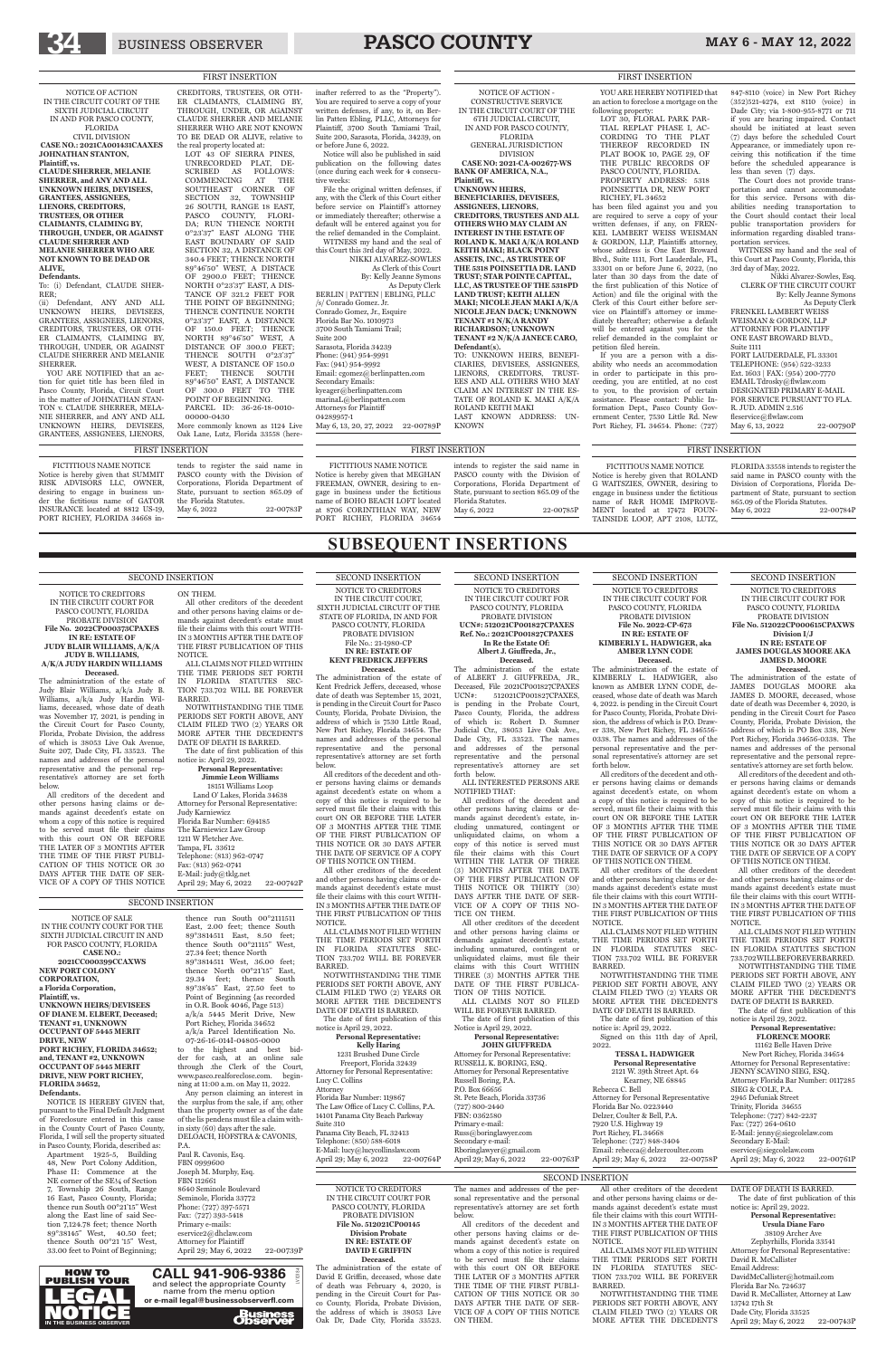## FIRST INSERTION

NOTICE OF ACTION
IN THE CIRCUIT COURT OF THE SIXTH JUDICIAL CIRCUIT IN AND FOR PASCO COUNTY, FLORIDA
CIVIL DIVISION
**CASE NO.: 2021CA001431CAAXES**
**JOHNATHAN STANTON, Plaintiff, vs.**
**CLAUDE SHERRER, MELANIE SHERRER, and ANY AND ALL UNKNOWN HEIRS, DEVISEES, GRANTEES, ASSIGNEES, LIENORS, CREDITORS, TRUSTEES, OR OTHER CLAIMANTS, CLAIMING BY, THROUGH, UNDER, OR AGAINST CLAUDE SHERRER AND MELANIE SHERRER WHO ARE NOT KNOWN TO BE DEAD OR ALIVE, Defendants.**

To: (i) Defendant, CLAUDE SHERRER;

(ii) Defendant, ANY AND ALL UNKNOWN HEIRS, DEVISEES, GRANTEES, ASSIGNEES, LIENORS, CREDITORS, TRUSTEES, OR OTHER CLAIMANTS, CLAIMING BY, THROUGH, UNDER, OR AGAINST CLAUDE SHERRER AND MELANIE SHERRER.

YOU ARE NOTIFIED that an action for quiet title has been filed in Pasco County, Florida, Circuit Court in the matter of JOHNATHAN STANTON v. CLAUDE SHERRER, MELANIE SHERRER, and ANY AND ALL UNKNOWN HEIRS, DEVISEES, GRANTEES, ASSIGNEES, LIENORS, CREDITORS, TRUSTEES, OR OTHER CLAIMANTS, CLAIMING BY, THROUGH, UNDER, OR AGAINST CLAUDE SHERRER AND MELANIE SHERRER WHO ARE NOT KNOWN TO BE DEAD OR ALIVE, relative to the real property located at:

LOT 43 OF SIERRA PINES, UNRECORDED PLAT, DESCRIBED AS FOLLOWS: COMMENCING AT THE SOUTHEAST CORNER OF SECTION 32, TOWNSHIP 26 SOUTH, RANGE 18 EAST, PASCO COUNTY, FLORIDA; RUN THENCE NORTH 0°23'37" EAST ALONG THE EAST BOUNDARY OF SAID SECTION 32, A DISTANCE OF 340.4 FEET; THENCE NORTH 89°46'50" WEST, A DISTANCE OF 2900.0 FEET; THENCE NORTH 0°23'37" EAST, A DISTANCE OF 321.2 FEET FOR THE POINT OF BEGINNING; THENCE CONTINUE NORTH 0°23'37" EAST, A DISTANCE OF 150.0 FEET; THENCE NORTH 89°46'50" WEST, A DISTANCE OF 300.0 FEET; THENCE SOUTH 0°23'37" WEST, A DISTANCE OF 150.0 FEET; THENCE SOUTH 89°46'50" EAST, A DISTANCE OF 300.0 FEET TO THE POINT OF BEGINNING.
PARCEL ID: 36-26-18-0010-00000-0430

More commonly known as 1124 Live Oak Lane, Lutz, Florida 33558 (hereinafter referred to as the "Property"). You are required to serve a copy of your written defenses, if any, to it, on Berlin Patten Ebling, PLLC, Attorneys for Plaintiff, 3700 South Tamiami Trail, Suite 200, Sarasota, Florida, 34239, on or before June 6, 2022.

Notice will also be published in said publication on the following dates (once during each week for 4 consecutive weeks:

File the original written defenses, if any, with the Clerk of this Court either before service on Plaintiff's attorney or immediately thereafter; otherwise a default will be entered against you for the relief demanded in the Complaint.

WITNESS my hand and the seal of this Court this 3rd day of May, 2022.

NIKKI ALVAREZ-SOWLES
As Clerk of this Court
By: Kelly Jeanne Symons
As Deputy Clerk

BERLIN | PATTEN | EBLING, PLLC
/s/ Conrado Gomez, Jr.
Conrado Gomez, Jr., Esquire
Florida Bar No. 1010973
3700 South Tamiami Trail; Suite 200
Sarasota, Florida 34239
Phone: (941) 954-9991
Fax: (941) 954-9992
Email: cgomez@berlinpatten.com
Secondary Emails: kyeager@berlinpatten.com
marinaL@berlinpatten.com
Attorneys for Plaintiff
04289957-1
May 6, 13, 20, 27, 2022 22-00789P

---

NOTICE OF ACTION - CONSTRUCTIVE SERVICE
IN THE CIRCUIT COURT OF THE 6TH JUDICIAL CIRCUIT, IN AND FOR PASCO COUNTY, FLORIDA
GENERAL JURISDICTION DIVISION
**CASE NO: 2021-CA-002677-WS**
**BANK OF AMERICA, N.A., Plaintiff, vs.**
**UNKNOWN HEIRS, BENEFICIARIES, DEVISEES, ASSIGNEES, LIENORS, CREDITORS, TRUSTEES AND ALL OTHERS WHO MAY CLAIM AN INTEREST IN THE ESTATE OF ROLAND K. MAKI A/K/A ROLAND KEITH MAKI; BLACK POINT ASSETS, INC., AS TRUSTEE OF THE 5318 POINSETTIA DR. LAND TRUST; STAR POINTE CAPITAL, LLC, AS TRUSTEE OF THE 5318PD LAND TRUST; KEITH ALLEN MAKI; NICOLE JEAN MAKI A/K/A NICOLE JEAN DACK; UNKNOWN TENANT #1 N/K/A RANDY RICHARDSON; UNKNOWN TENANT #2 N/K/A JANECE CARO, Defendant(s).**

TO: UNKNOWN HEIRS, BENEFICIARIES, DEVISEES, ASSIGNEES, LIENORS, CREDITORS, TRUSTEES AND ALL OTHERS WHO MAY CLAIM AN INTEREST IN THE ESTATE OF ROLAND K. MAKI A/K/A ROLAND KEITH MAKI
LAST KNOWN ADDRESS: UNKNOWN

YOU ARE HEREBY NOTIFIED that an action to foreclose a mortgage on the following property:

LOT 30, FLORAL PARK PARTIAL REPLAT PHASE I, ACCORDING TO THE PLAT THEREOF RECORDED IN PLAT BOOK 10, PAGE 29, OF THE PUBLIC RECORDS OF PASCO COUNTY, FLORIDA.
PROPERTY ADDRESS: 5318 POINSETTIA DR, NEW PORT RICHEY, FL 34652

has been filed against you and you are required to serve a copy of your written defenses, if any, on FRENKEL LAMBERT WEISS WEISMAN & GORDON, LLP, Plaintiff's attorney, whose address is One East Broward Blvd., Suite 1111, Fort Lauderdale, FL 33301 on or before June 6, 2022, (no later than 30 days from the date of the first publication of this Notice of Action) and file the original with the Clerk of this Court either before service on Plaintiff's attorney or immediately thereafter; otherwise a default will be entered against you for the relief demanded in the complaint or petition filed herein.

If you are a person with a disability who needs an accommodation in order to participate in this proceeding, you are entitled, at no cost to you, to the provision of certain assistance. Please contact: Public Information Dept., Pasco County Government Center, 7530 Little Rd. New Port Richey, FL 34654. Phone: (727) 847-8110 (voice) in New Port Richey (352)521-4274, ext 8110 (voice) in Dade City; via 1-800-955-8771 or 711 if you are hearing impaired. Contact should be initiated at least seven (7) days before the scheduled Court Appearance, or immediately upon receiving this notification if the time before the scheduled appearance is less than seven (7) days.

The Court does not provide transportation and cannot accommodate for this service. Persons with disabilities needing transportation to the Court should contact their local public transportation providers for information regarding disabled transportation services.

WITNESS my hand and the seal of this Court at Pasco County, Florida, this 3rd day of May, 2022.

Nikki Alvarez-Sowles, Esq.
CLERK OF THE CIRCUIT COURT
By: Kelly Jeanne Symons
As Deputy Clerk

FRENKEL LAMBERT WEISS WEISMAN & GORDON, LLP
ATTORNEY FOR PLAINTIFF
ONE EAST BROWARD BLVD., Suite 1111
FORT LAUDERDALE, FL 33301
TELEPHONE: (954) 522-3233
Ext. 1603 | FAX: (954) 200-7770
EMAIL Tdrosky@flwlaw.com
DESIGNATED PRIMARY E-MAIL FOR SERVICE PURSUANT TO FLA. R. JUD. ADMIN 2.516
fleservice@flwlaw.com
May 6, 13, 2022 22-00790P

---

## FIRST INSERTION

FICTITIOUS NAME NOTICE
Notice is hereby given that SUMMIT RISK ADVISORS LLC, OWNER, desiring to engage in business under the fictitious name of GATOR INSURANCE located at 8812 US-19, PORT RICHEY, FLORIDA 34668 intends to register the said name in PASCO county with the Division of Corporations, Florida Department of State, pursuant to section 865.09 of the Florida Statutes.
May 6, 2022 22-00783P

---

FICTITIOUS NAME NOTICE
Notice is hereby given that MEGHAN FREEMAN, OWNER, desiring to engage in business under the fictitious name of BOHO BEACH LOFT located at 8706 CORINTHIAN WAY, NEW PORT RICHEY, FLORIDA 34654 intends to register the said name in PASCO county with the Division of Corporations, Florida Department of State, pursuant to section 865.09 of the Florida Statutes.
May 6, 2022 22-00785P

---

FICTITIOUS NAME NOTICE
Notice is hereby given that ROLAND G WAITSZIES, OWNER, desiring to engage in business under the fictitious name of R&R HOME IMPROVEMENT located at 17472 FOUNTAINSIDE LOOP, APT 2108, LUTZ, FLORIDA 33558 intends to register the said name in PASCO county with the Division of Corporations, Florida Department of State, pursuant to section 865.09 of the Florida Statutes.
May 6, 2022 22-00784P

---

# SUBSEQUENT INSERTIONS

## SECOND INSERTION

NOTICE TO CREDITORS
IN THE CIRCUIT COURT FOR PASCO COUNTY, FLORIDA
PROBATE DIVISION
**File No. 2022CP000373CPAXES**
**IN RE: ESTATE OF JUDY BLAIR WILLIAMS, A/K/A JUDY B. WILLIAMS, A/K/A JUDY HARDIN WILLIAMS Deceased.**

The administration of the estate of Judy Blair Williams, a/k/a Judy B. Williams, a/k/a Judy Hardin Williams, deceased, whose date of death was November 17, 2021, is pending in the Circuit Court for Pasco County, Florida, Probate Division, the address of which is 38053 Live Oak Avenue, Suite 207, Dade City, FL 33523. The names and addresses of the personal representative and the personal representative's attorney are set forth below.

All creditors of the decedent and other persons having claims or demands against decedent's estate on whom a copy of this notice is required to be served must file their claims with this court ON OR BEFORE THE LATER OF 3 MONTHS AFTER THE TIME OF THE FIRST PUBLICATION OF THIS NOTICE OR 30 DAYS AFTER THE DATE OF SERVICE OF A COPY OF THIS NOTICE ON THEM.

All other creditors of the decedent and other persons having claims or demands against decedent's estate must file their claims with this court WITHIN 3 MONTHS AFTER THE DATE OF THE FIRST PUBLICATION OF THIS NOTICE.

ALL CLAIMS NOT FILED WITHIN THE TIME PERIODS SET FORTH IN FLORIDA STATUTES SECTION 733.702 WILL BE FOREVER BARRED.

NOTWITHSTANDING THE TIME PERIODS SET FORTH ABOVE, ANY CLAIM FILED TWO (2) YEARS OR MORE AFTER THE DECEDENT'S DATE OF DEATH IS BARRED.

The date of first publication of this notice is: April 29, 2022.

**Personal Representative:**
**Jimmie Leon Williams**
18151 Williams Loop
Land O' Lakes, Florida 34638

Attorney for Personal Representative:
Judy Karniewicz
Florida Bar Number: 694185
The Karniewicz Law Group
1211 W Fletcher Ave.
Tampa, FL 33612
Telephone: (813) 962-0747
Fax: (813) 962-0741
E-Mail: judy@tklg.net
April 29; May 6, 2022 22-00742P

---

NOTICE TO CREDITORS
IN THE CIRCUIT COURT, SIXTH JUDICIAL CIRCUIT OF THE STATE OF FLORIDA, IN AND FOR PASCO COUNTY, FLORIDA
PROBATE DIVISION
File No.: 21-1980-CP
**IN RE: ESTATE OF KENT FREDRICK JEFFERS Deceased.**

The administration of the estate of Kent Fredrick Jeffers, deceased, whose date of death was September 15, 2021, is pending in the Circuit Court for Pasco County, Florida, Probate Division, the address of which is 7530 Little Road, New Port Richey, Florida 34654. The names and addresses of the personal representative and the personal representative's attorney are set forth below.

All creditors of the decedent and other persons having claims or demands against decedent's estate on whom a copy of this notice is required to be served must file their claims with this court ON OR BEFORE THE LATER OF 3 MONTHS AFTER THE TIME OF THE FIRST PUBLICATION OF THIS NOTICE OR 30 DAYS AFTER THE DATE OF SERVICE OF A COPY OF THIS NOTICE ON THEM.

All other creditors of the decedent and other persons having claims or demands against decedent's estate must file their claims with this court WITHIN 3 MONTHS AFTER THE DATE OF THE FIRST PUBLICATION OF THIS NOTICE.

ALL CLAIMS NOT FILED WITHIN THE TIME PERIODS SET FORTH IN FLORIDA STATUTES SECTION 733.702 WILL BE FOREVER BARRED.

NOTWITHSTANDING THE TIME PERIODS SET FORTH ABOVE, ANY CLAIM FILED TWO (2) YEARS OR MORE AFTER THE DECEDENT'S DATE OF DEATH IS BARRED.

The date of first publication of this notice is April 29, 2022.

**Personal Representative:**
**Kelly Haring**
1231 Brushed Dune Circle
Freeport, Florida 32439

Attorney for Personal Representative:
Lucy C. Collins
Attorney
Florida Bar Number: 119867
The Law Office of Lucy C. Collins, P.A.
14101 Panama City Beach Parkway
Suite 310
Panama City Beach, FL 32413
Telephone: (850) 588-6018
E-Mail: lucy@lucycollinslaw.com
April 29; May 6, 2022 22-00764P

---

NOTICE TO CREDITORS
IN THE CIRCUIT COURT FOR PASCO COUNTY, FLORIDA
PROBATE DIVISION
**UCN#: 512021CP001827CPAXES**
**Ref. No.: 2021CP001827CPAXES**
**In Re the Estate Of: Albert J. Giuffreda, Jr., Deceased.**

The administration of the estate of ALBERT J. GIUFFREDA, JR., Deceased, File 2021CP001827CPAXES UCN#: 512021CP001827CPAXES, is pending in the Probate Court, Pasco County, Florida, the address of which is: Robert D. Sumner Judicial Ctr., 38053 Live Oak Ave., Dade City, FL 33523. The names and addresses of the personal representative and the personal representative's attorney are set forth below.

ALL INTERESTED PERSONS ARE NOTIFIED THAT:

All creditors of the decedent and other person having claims or demands against decedent's estate, including unmatured, contingent or unliquidated claims, on whom a copy of this notice is served must file their claims with this Court WITHIN THE LATER OF THREE (3) MONTHS AFTER THE DATE OF THE FIRST PUBLICATION OF THIS NOTICE OR THIRTY (30) DAYS AFTER THE DATE OF SERVICE OF A COPY OF THIS NOTICE ON THEM.

All other creditors of the decedent and other persons having claims or demands against decedent's estate, including unmatured, contingent or unliquidated claims, must file their claims with this Court WITHIN THREE (3) MONTHS AFTER THE DATE OF THE FIRST PUBLICATION OF THIS NOTICE.

ALL CLAIMS NOT SO FILED WILL BE FOREVER BARRED.

The date of first publication of this Notice is April 29, 2022.

**Personal Representative:**
**JOHN GIUFFREDA**

Attorney for Personal Representative:
RUSSELL K. BORING, ESQ.
Attorney for Personal Representative
Russell Boring, P.A.
P.O. Box 66656
St. Pete Beach, Florida 33736
(727) 800-2440
FBN: 0362580
Primary e-mail: Russ@boringlawyer.com
Secondary e-mail: Rboringlawyer@gmail.com
April 29; May 6, 2022 22-00763P

---

NOTICE TO CREDITORS
IN THE CIRCUIT COURT FOR PASCO COUNTY, FLORIDA
PROBATE DIVISION
**File No. 2022-CP-673**
**IN RE: ESTATE OF KIMBERLY L. HADWIGER, aka AMBER LYNN CODE Deceased.**

The administration of the estate of KIMBERLY L. HADWIGER, also known as AMBER LYNN CODE, deceased, whose date of death was March 4, 2022, is pending in the Circuit Court for Pasco County, Florida, Probate Division, the address of which is P.O. Drawer 338, New Port Richey, FL 346556-0338. The names and addresses of the personal representative and the personal representative's attorney are set forth below.

All creditors of the decedent and other persons having claims or demands against decedent's estate, on whom a copy of this notice is required to be served, must file their claims with this court ON OR BEFORE THE LATER OF 3 MONTHS AFTER THE TIME OF THE FIRST PUBLICATION OF THIS NOTICE OR 30 DAYS AFTER THE DATE OF SERVICE OF A COPY OF THIS NOTICE ON THEM.

All other creditors of the decedent and other persons having claims or demands against decedent's estate must file their claims with this court WITHIN 3 MONTHS AFTER THE DATE OF THE FIRST PUBLICATION OF THIS NOTICE.

ALL CLAIMS NOT FILED WITHIN THE TIME PERIOD SET FORTH IN FLORIDA STATUTES SECTION 733.702 WILL BE FOREVER BARRED.

NOTWITHSTANDING THE TIME PERIOD SET FORTH ABOVE, ANY CLAIM FILED TWO (2) YEARS OR MORE AFTER THE DECEDENT'S DATE OF DEATH IS BARRED.

The date of first publication of this notice is: April 29, 2022.

Signed on this 11th day of April, 2022.

**TESSA L. HADWIGER**
**Personal Representative**
2121 W. 39th Street Apt. 64
Kearney, NE 68845

Rebecca C. Bell
Attorney for Personal Representative
Florida Bar No. 0223440
Delzer, Coulter & Bell, P.A.
7920 U.S. Highway 19
Port Richey, FL 34668
Telephone: (727) 848-3404
Email: rebecca@delzercoulter.com
April 29; May 6, 2022 22-00758P

---

NOTICE TO CREDITORS
IN THE CIRCUIT COURT FOR PASCO COUNTY, FLORIDA
PROBATE DIVISION
**File No. 512022CP000615CPAXWS Division I/J**
**IN RE: ESTATE OF JAMES DOUGLAS MOORE AKA JAMES D. MOORE Deceased.**

The administration of the estate of JAMES DOUGLAS MOORE aka JAMES D. MOORE, deceased, whose date of death was December 4, 2020, is pending in the Circuit Court for Pasco County, Florida, Probate Division, the address of which is PO Box 338, New Port Richey, Florida 34656-0338. The names and addresses of the personal representative and the personal representative's attorney are set forth below.

All creditors of the decedent and other persons having claims or demands against decedent's estate on whom a copy of this notice is required to be served must file their claims with this court ON OR BEFORE THE LATER OF 3 MONTHS AFTER THE TIME OF THE FIRST PUBLICATION OF THIS NOTICE OR 30 DAYS AFTER THE DATE OF SERVICE OF A COPY OF THIS NOTICE ON THEM.

All other creditors of the decedent and other persons having claims or demands against decedent's estate must file their claims with this court WITHIN 3 MONTHS AFTER THE DATE OF THE FIRST PUBLICATION OF THIS NOTICE.

ALL CLAIMS NOT FILED WITHIN THE TIME PERIODS SET FORTH IN FLORIDA STATUTES SECTION 733.702 WILL BE FOREVER BARRED.

NOTWITHSTANDING THE TIME PERIODS SET FORTH ABOVE, ANY CLAIM FILED TWO (2) YEARS OR MORE AFTER THE DECEDENT'S DATE OF DEATH IS BARRED.

The date of first publication of this notice is April 29, 2022.

**Personal Representative:**
**FLORENCE MOORE**
11162 Belle Haven Drive
New Port Richey, Florida 34654

Attorney for Personal Representative:
JENNY SCAVINO SIEG, ESQ.
Attorney Florida Bar Number: 0117285
SIEG & COLE, P.A.
2945 Defuniak Street
Trinity, Florida 34655
Telephone: (727) 842-2237
Fax: (727) 264-0610
E-Mail: jenny@siegcolelaw.com
Secondary E-Mail: eservice@siegcolelaw.com
April 29; May 6, 2022 22-00761P

---

## SECOND INSERTION

NOTICE OF SALE
IN THE COUNTY COURT FOR THE SIXTH JUDICIAL CIRCUIT IN AND FOR PASCO COUNTY, FLORIDA
**CASE NO.: 2021CC000399CCAXWS**
**NEW PORT COLONY CORPORATION, a Florida Corporation, Plaintiff, vs.**
**UNKNOWN HEIRS/DEVISEES OF DIANE M. ELBERT, Deceased; TENANT #1, UNKNOWN OCCUPANT OF 5445 MERIT DRIVE, NEW PORT RICHEY, FLORIDA 34652; and, TENANT #2, UNKNOWN OCCUPANT OF 5445 MERIT DRIVE, NEW PORT RICHEY, FLORIDA 34652, Defendants.**

NOTICE IS HEREBY GIVEN that, pursuant to the Final Default Judgment of Foreclosure entered in this cause in the County Court of Pasco County, Florida, I will sell the property situated in Pasco County, Florida, described as:

Apartment 1925-5, Building 48, New Port Colony Addition, Phase II: Commence at the NE corner of the SE¼ of Section 7, Township 26 South, Range 16 East, Pasco County, Florida; thence run South 00°21'15" West along the East line of said Section 7,124.78 feet; thence North 89°38'45" West, 40.50 feet; thence South 00°21'15" West, 33.00 feet to Point of Beginning; thence run South 00°2111'51 East, 2.00 feet; thence South 89°381451 East, 8.50 feet; thence South 00°21115" West, 27.34 feet; thence North 89°381451 West, 36.00 feet; thence North 00°21'15" East, 29.34 feet; thence South 89°38'45" East, 27.50 feet to Point of Beginning (as recorded in O.R. Book 4046, Page 513)
a/k/a 5445 Merit Drive, New Port Richey, Florida 34652
a/k/a Parcel Identification No. 07-26-16-0141-04805-0000

to the highest and best bidder for cash, at an online sale through the Clerk of the Court, www.pasco.realforeclose.com, beginning at 11:00 a.m. on May 11, 2022.

Any person claiming an interest in the surplus from the sale, if any, other than the property owner as of the date of the lis pendens must file a claim within sixty (60) days after the sale.

DELOACH, HOFSTRA & CAVONIS, P.A.
Paul R. Cavonis, Esq.
FBN 0999600
Joseph M. Murphy, Esq.
FBN 112661
8640 Seminole Boulevard
Seminole, Florida 33772
Phone: (727) 397-5571
Fax: (727) 393-5418
Primary e-mails: eservice2@dhclaw.com
Attorney for Plaintiff
April 29; May 6, 2022 22-00739P

---

## SECOND INSERTION

NOTICE TO CREDITORS
IN THE CIRCUIT COURT FOR PASCO COUNTY, FLORIDA
PROBATE DIVISION
**File No. 512021CP00145**
**Division Probate**
**IN RE: ESTATE OF DAVID E GRIFFIN Deceased.**

The administration of the estate of David E Griffin, deceased, whose date of death was February 4, 2020, is pending in the Circuit Court for Pasco County, Florida, Probate Division, the address of which is 38053 Live Oak Dr, Dade City, Florida 33523. The names and addresses of the personal representative and the personal representative's attorney are set forth below.

All creditors of the decedent and other persons having claims or demands against decedent's estate on whom a copy of this notice is required to be served must file their claims with this court ON OR BEFORE THE LATER OF 3 MONTHS AFTER THE TIME OF THE FIRST PUBLICATION OF THIS NOTICE OR 30 DAYS AFTER THE DATE OF SERVICE OF A COPY OF THIS NOTICE ON THEM.

All other creditors of the decedent and other persons having claims or demands against decedent's estate must file their claims with this court WITHIN 3 MONTHS AFTER THE DATE OF THE FIRST PUBLICATION OF THIS NOTICE.

ALL CLAIMS NOT FILED WITHIN THE TIME PERIODS SET FORTH IN FLORIDA STATUTES SECTION 733.702 WILL BE FOREVER BARRED.

NOTWITHSTANDING THE TIME PERIODS SET FORTH ABOVE, ANY CLAIM FILED TWO (2) YEARS OR MORE AFTER THE DECEDENT'S DATE OF DEATH IS BARRED.

The date of first publication of this notice is: April 29, 2022.

**Personal Representative:**
**Ursula Diane Faro**
38109 Archer Ave
Zephyrhills, Florida 33541

Attorney for Personal Representative:
David R. McCallister
Email Address: DavidMcCallister@hotmail.com
Florida Bar No. 724637
David R. McCallister, Attorney at Law
13742 17th St
Dade City, Florida 33525
April 29; May 6, 2022 22-00743P

---

HOW TO PUBLISH YOUR LEGAL NOTICE IN THE BUSINESS OBSERVER
CALL 941-906-9386 and select the appropriate County name from the menu option or e-mail legal@businessobserverfl.com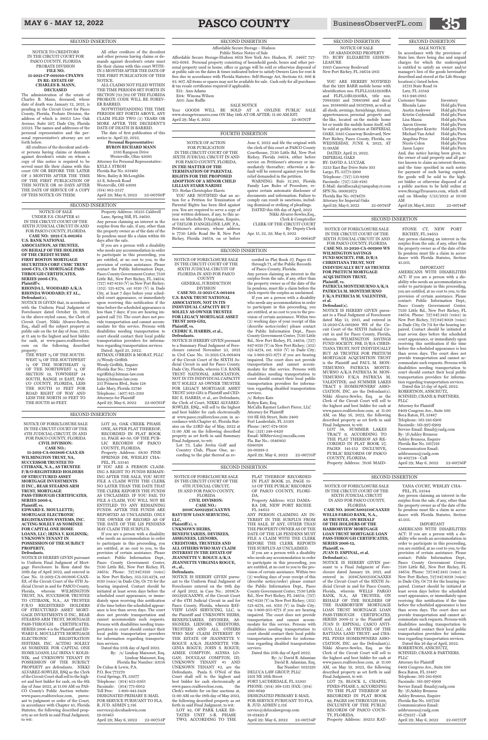SECOND INSERTION

NOTICE TO CREDITORS
IN THE CIRCUIT COURT FOR
PASCO COUNTY, FLORIDA
PROBATE DIVISION
**FILE NO.**
**51-2021-CP-001010-CPAXWS**
**IN RE: ESTATE OF**
**CHARLES B. MANN,**
**DECEASED**

The administration of the estate of Charles B. Mann, deceased, whose date of death was January 12, 2021, is pending in the Circuit Court for Pasco County, Florida, Probate Division, the address of which is 38053 Live Oak Avenue, Suite 207, Dade City, Florida 33523. The names and addresses of the personal representative and the personal representative's attorney are set forth below.

All creditors of the decedent and other persons having claims or demands against decedent's estate on whom a copy of this notice is required to be served must file their claims with this court ON OR BEFORE THE LATER OF 3 MONTHS AFTER THE TIME OF THE FIRST PUBLICATION OF THIS NOTICE OR 30 DAYS AFTER THE DATE OF SERVICE OF A COPY OF THIS NOTICE ON THEM.

All other creditors of the decedent and other persons having claims or demands against decedent's estate must file their claims with this court WITHIN 3 MONTHS AFTER THE DATE OF THE FIRST PUBLICATION OF THIS NOTICE.

ALL CLAIMS NOT FILED WITHIN THE TIME PERIODS SET FORTH IN SECTION 733.702 OF THE FLORIDA PROBATE CODE WILL BE FOREVER BARRED.

NOTWITHSTANDING THE TIME PERIODS SET FORTH ABOVE, ANY CLAIM FILED TWO (2) YEARS OR MORE AFTER THE DECEDENT'S DATE OF DEATH IS BARRED.

The date of first publication of this notice is: April 29, 2022.

**Personal Representative:**
**BYRON RICHARD MANN**
3510 Rangoon Drive
Westerville, Ohio 43081
Attorney for Personal Representative:
KYLE J. STROH
Florida Bar No. 031460
Metz, Bailey & McLoughlin
33 E. Schrock Road
Westerville, OH 43081
(614) 882-2327
April 29; May 6, 2022 22-00760P

SECOND INSERTION

NOTICE OF SALE
UNDER F.S. CHAPTER 45
IN THE CIRCUIT COURT OF THE SIXTH JUDICIAL CIRCUIT IN AND FOR PASCO COUNTY, FLORIDA
**CASE NO: 2021-CA-001364**
**U.S. BANK NATIONAL ASSOCIATION, AS TRUSTEE, ON BEHALF OF THE HOLDERS OF THE CREDIT SUISSE FIRST BOSTON MORTGAGE SECURITIES CORP. CSMC TRUST 2006-CF3, CS MORTGAGE PASS-THROUGH CERTIFICATES, SERIES 2006-CF3,**
**Plaintiff v.**
**RHONDA L. WOODARD A/K/A RHONDA WOODARD; ET AL.,**
**Defendant(s),**

NOTICE IS GIVEN that, in accordance with the Uniform Final Judgment of Foreclosure dated October 19, 2021, in the above-styled cause, the Clerk of Circuit Court, Nikki Alvarez-Sowles, Esq., shall sell the subject property at public sale on the 1st day of June, 2022, at 11 am to the highest and best bidder for cash, at www.pasco.realforeclose.com on the following described property:

THE WEST ½ OF THE SOUTHWEST ¼ OF THE NORTHEAST ¼ OF THE NORTHWEST ¼ OF SECTION 19, TOWNSHIP 24 SOUTH, RANGE 18 EAST, PASCO COUNTY, FLORIDA, LESS THE SOUTH 10 FEET FOR ROAD RIGHT OF WAY AND LESS THE NORTH 30 FEET TO THE SOUTH 40 FEET.

Property Address: 16235 Caldwell Lane, Spring Hill, FL 34610.

Any person claiming an interest in the surplus from the sale, if any, other than the property owner as of the date of the lis pendens must file a claim within 60 days after the sale.

If you are a person with a disability who needs any accommodation in order to participate in this proceeding, you are entitled, at no cost to you, to the provision of certain assistance. Please contact the Public Information Dept., Pasco County Government Center, 7530 Little Rd., New Port Richey, FL 34654; (727) 847-8110 (V) in New Port Richey; (352) 521-4274, ext 8110 (V) in Dade City, at least 7 days before your scheduled court appearance, or immediately upon receiving this notification if the time before the scheduled appearance is less than 7 days; if you are hearing impaired call 711. The court does not provide transportation and cannot accommodate for this service. Persons with disabilities needing transportation to court should contact their local public transportation providers for information regarding transportation services.

Dated: April 25, 2022.
BITMAN, O'BRIEN & MORAT, PLLC
/s/Wendy Griffith
Wendy Griffith, Esquire
Florida Bar No.: 72840
wgriffith@bitman-law.com
kimy@bitman-law.com
255 Primera Blvd., Suite 128
Lake Mary, Florida 32746
Telephone: (407) 815-3110
Attorneys for Plaintiff
April 29; May 6, 2022 22-00765P

SECOND INSERTION

NOTICE OF FORECLOSURE SALE
IN THE CIRCUIT COURT OF THE 6TH JUDICIAL CIRCUIT, IN AND FOR PASCO COUNTY, FLORIDA.
**CIVIL DIVISION:**
**CASE NO.:**
**51-2019-CA-003806-CAAX-ES**
**WILMINGTON TRUST, NA, SUCCESSOR TRUSTEE TO CITIBANK, N.A., AS TRUSTEE F/B/O REGISTERED HOLDERS OF STRUCTURED ASSET MORTGAGE INVESTMENTS II INC., BEAR STEARNS ARM TRUST, MORTGAGE PASS-THROUGH CERTIFICATES, SERIES 2006-4,**
**Plaintiff, vs.**
**EDWARD E. MOULLETTE; MORTGAGE ELECTRONIC REGISTRATION SYSTEMS, INC. ACTING SOLELY AS NOMINEE FOR CAPITAL ONE HOME LOANS, LLC; IRINA V. KOLISNIK; UNKNOWN TENANT IN POSSESSION OF THE SUBJECT PROPERTY,**
**Defendants.**

NOTICE IS HEREBY GIVEN pursuant to Uniform Final Judgment of Mortgage Foreclosure In Rem dated the 20th day of April 2022, and entered in Case No. 51-2019-CA-003806-CAAX-ES, of the Circuit Court of the 6TH Judicial Circuit in and for PASCO County, Florida, wherein WILMINGTON TRUST, NA, SUCCESSOR TRUSTEE TO CITIBANK, N.A., AS TRUSTEE F/B/O REGISTERED HOLDERS OF STRUCTURED ASSET MORTGAGE INVESTMENTS II INC., BEAR STEARNS ARM TRUST, MORTGAGE PASS-THROUGH CERTIFICATES, SERIES 2006-4 is the Plaintiff and EDWARD E. MOULLETTE MORTGAGE ELECTRONIC REGISTRATION SYSTEMS, INC. ACTING SOLELY AS NOMINEE FOR CAPITAL ONE HOME LOANS, LLC IRINA V. KOLISNIK; and UNKNOWN TENANT IN POSSESSION OF THE SUBJECT PROPERTY are defendants. NIKKI ALVAREZ-SOWLES, ESQ as the Clerk of the Circuit Court shall sell to the highest and best bidder for cash electronically at www.pasco.realforeclose.com on the 26th day of June 2022, at 11:00 AM on PASCO County's Public Auction website: www.pasco.realforeclose.com, pursuant to judgment or order of the Court, in accordance with Chapter 45, Florida Statutes, the following described property as set forth in said Final Judgment, to wit:

LOT 92, OAK CREEK PHASE ONE, AS PER PLAT THEREOF, RECORDED IN PLAT BOOK 53, PAGE 40-50, OF THE PUBLIC RECORDS OF PASCO COUNTY, FLORIDA.

Property Address: 6830 PINE SPRINGS DR, WESLEY CHAPEL, FL 33545

IF YOU ARE A PERSON CLAIMING A RIGHT TO FUNDS REMAINING AFTER THE SALE, YOU MUST FILE A CLAIM WITH THE CLERK NO LATER THAN THE DATE THAT THE CLERK REPORTS THE FUNDS AS UNCLAIMED. IF YOU FAIL TO FILE A CLAIM, YOU WILL NOT BE ENTITLED TO ANY REMAINING FUNDS. AFTER THE FUNDS ARE REPORTED AS UNCLAIMED, ONLY THE OWNER OF RECORD AS OF THE DATE OF THE LIS PENDENS MAY CLAIM THE SURPLUS.

If you are a person with a disability who needs an accommodation in order to participate in this proceeding, you are entitled, at no cost to you, to the provision of certain assistance. Please contact: Public Information Dept., Pasco County Government Center, 7530 Little Rd., New Port Richey, FL 34654; Phone: 727.847.8110 (voice) in New Port Richey, 352.521.4274, ext 8110 (voice) in Dade City, Or 711 for the hearing impaired. Contact should be initiated at least seven days before the scheduled court appearance, or immediately upon receiving this notification if the time before the scheduled appearance is less than seven days. The court does not provide transportation and cannot accommodate such requests. Persons with disabilities needing transportation to court should contact their local public transportation providers for information regarding transportation services.

Dated this 25th day of April 2022.
By: /s/ Lindsay Maisonet, Esq.
Lindsay Maisonet, Esq.
Florida Bar Number: 93156
De Cubas & Lewis, P.A.
P.O. Box 771270
Coral Springs, FL 33077
Telephone: (954) 453-0365
Facsimile: (954) 771-6052
Toll Free: 1-800-441-2438
DESIGNATED PRIMARY E-MAIL FOR SERVICE PURSUANT TO FLA. R. JUD. ADMIN 2.516
eservice@decubaslewis.com
19-03463
April 29; May 6, 2022 22-00753P

SECOND INSERTION

Affordable Secure Storage - Hudson
Public Notice Notice of Sale

Affordable Secure Storage-Hudson 8619 New York Ave. Hudson, Fl. 34667 727-862-6016. Personal property consisting of household goods, boxes and other personal property used in home, office or garage will be sold or otherwise disposed of at public sale on the dates & times indicated below to satisfy Owners Lien for rent & fees due in accordance with Florida Statutes: Self-Storage Act, Sections 83. 806 & 83. 807. All items or spaces may not be available for sale. Cash only for all purchases & tax resale certificates required if applicable.

E11: Ann Adams
E04: Winona Wilson
A03: Jane Ruffle

SALE NOTICE

Your GOODS WILL BE SOLD AT A ONLINE PUBLIC SALE www.storagetreasures.com ON May 14th AT OR AFTER: 11:00 AM.EST.
April 29; May 6, 2022 22-00767P

FOURTH INSERTION

NOTICE OF ACTION
FOR PUBLICATION
IN THE CIRCUIT COURT OF THE SIXTH JUDICIAL CIRCUIT IN AND FOR PASCO COUNTY, FLORIDA.
**IN THE MATTER OF THE TERMINATION OF PARENTAL RIGHTS FOR THE PROPOSED ADOPTION OF A MINOR CHILD LILLIAN STARR NARDI**
TO: Stefan Christopher Harris

YOU ARE NOTIFIED that an action for a Petition for Termination of Parental Rights has been filed against you. You are required to serve a copy of your written defenses, if any, to this action on Mischelle D'Angelone, Esquire, of TAYLOR D'ANGELONE LAW, P.A., Petitioner's attorney, whose address is 7702 Little Road Ste B, New Port Richey, Florida 34654, on or before June 6, 2022 and file the original with the clerk of this court at PASCO County Courthouse, 7530 Little Rd, New Port Richey, Florida 34654, either before service on Petitioner's attorney or immediately thereafter; otherwise a default will be entered against you for the relief demanded in the petition.

WARNING: Rule 12.285, Florida Family Law Rules of Procedure, requires certain automatic disclosure of documents and information. Failure to comply can result in sanctions, including dismissal or striking of pleadings.

DATED this 6th day of April, 2022
Nikki Alvarez-Sowles,Esq.,
Clerk & Comptroller
CLERK OF THE CIRCUIT COURT
By: Deputy Clerk
Apr. 15, 22, 29; May 6, 2022 22-00645P

SECOND INSERTION

NOTICE OF FORECLOSURE SALE
IN THE CIRCUIT COURT OF THE SIXTH JUDICIAL CIRCUIT OF FLORIDA IN AND FOR PASCO COUNTY
GENERAL JURISDICTION DIVISION
**CASE NO. 51-2021-CA-001404**
**U.S. BANK TRUST NATIONAL ASSOCIATION, NOT IN ITS INDIVIDUAL CAPACITY BUT SOLELY AS OWNER TRUSTEE FOR LEGACY MORTGAGE ASSET TRUST 2019-GS2,**
**Plaintiff, vs.**
**CEDRIC E. HARRIS, et al.,**
**Defendants.**

NOTICE IS HEREBY GIVEN pursuant to a Summary Final Judgment of Foreclosure entered November 23, 2021 in Civil Case No. 51-2021-CA-001404 of the Circuit Court of the SIXTH Judicial Circuit in and for Pasco County, Dade City, Florida, wherein U.S. BANK TRUST NATIONAL ASSOCIATION, NOT IN ITS INDIVIDUAL CAPACITY BUT SOLELY AS OWNER TRUSTEE FOR LEGACY MORTGAGE ASSET TRUST 2019-GS2 is Plaintiff and CEDRIC E. HARRIS, et al., are Defendants, the Clerk of Court, NIKKI ALVAREZ-SOWLES, ESQ., will sell to the highest and best bidder for cash electronically at www.pasco.realforeclose.com in accordance with Chapter 45, Florida Statutes on the 23rd day of May, 2022 at 11:00 AM on the following described property as set forth in said Summary Final Judgment, to-wit:

Lot 73, Lake Jovita Golf and Country Club, Phase One, according to the plat thereof as recorded in Plat Book 37, Pages 61 through 71, of the Public Records of Pasco County, Florida.

Any person claiming an interest in the surplus from the sale, if any, other than the property owner as of the date of the lis pendens, must file a claim before the clerk reports the surplus as unclaimed.

If you are a person with a disability who needs any accommodation in order to participate in this proceeding, you are entitled, at no cost to you to the provision of certain assistance. Within two (2) working days of your receipt of this (describe notice/order) please contact the Public Information Dept., Pasco County Government Center, 7530 Little Rd., New Port Richey, FL 34654; (727) 847-8110 (V) in New Port Richey; (352) 521-4274, ext. 8110 (V) in Dade City; via 1-800-955-8771 if you are hearing impaired. The court does not provide transportation and cannot accommodate for this service. Persons with disabilities needing transportation to court should contact their local public transportation providers for information regarding disabled transportation services.

/s/ Robyn Katz
Robyn Katz, Esq.
McCalla Raymer Leibert Pierce, LLC
Attorney for Plaintiff
110 SE 6th Street, Suite 2400
Fort Lauderdale, FL 33301
Phone: (407) 674-1850
Fax: (321) 248-0420
Email: MRService@mccalla.com
Fla. Bar No.: 0146803
6940598
20-00918-2
April 29; May 6, 2022 22-00755P

SECOND INSERTION

NOTICE OF FORECLOSURE SALE
IN THE CIRCUIT COURT OF THE 6TH JUDICIAL CIRCUIT, IN AND FOR PASCO COUNTY, FLORIDA.
**CIVIL DIVISION:**
**CASE NO.:**
**2018CA002292CAAXWS**
**BAYVIEW LOAN SERVICING, LLC,**
**Plaintiff(s), v.**
**UNKNOWN HEIRS, BENEFICIARIES, DEVISEES, ASSIGNEES, LIENORS, CREDITORS, TRUSTEES AND ALL OTHERS WHO MAY CLAIM INTEREST IN THE ESTATE OF JEANNETTE V. ROGUE A/K/A JEANNETTE VIRGINIA ROGUE, et., al.,**
**Defendants.**

NOTICE IS HEREBY GIVEN pursuant to the Uniform Final Judgment of Foreclosure entered on the 18th day of April 2022, in Case No.: 2018CA002292CAAXWS, of the Circuit Court of the 6TH Judicial Circuit in and for Pasco County, Florida, wherein BAYVIEW LOAN SERVICING, LLC, is the Plaintiff and UNKNOWN HEIRS, BENEFICIARIES, DEVISEES, ASSIGNEES, LIENORS, CREDITORS, TRUSTEES AND ALL OTHERS WHO MAY CLAIM INTEREST IN THE ESTATE OF JEANNETTE V. ROGUE A/K/A JEANNETTE VIRGINIA ROGUE; JOHN S. ROGUE; AIMEE COMPTON; ALYSSA LOGAN; DOUGLAS COMPTON, III; UNKNOWN TENANT #1 AND UNKNOWN TENANT #2, are the Defendants. Paula S. O'Neil of this Court shall sell to the highest and best bidder for cash electronically at www.pasco.realforeclose.com, the Clerk's website for on-line auctions at, 11:00 AM on the 18th day of May 2022, the following described property as set forth in said Final Judgment, to wit:

LOT 42, OF PARK LAKE ESTATES UNIT 5-B, PHASE TWO, ACCORDING TO THE PLAT THEREOF RECORDED IN PLAT BOOK 25, PAGE 51-53 OF THE PUBLIC RECORDS OF PASCO COUNTY, FLORIDA.

Property Address: 8121 DAMARA DR, NEW PORT RICHIE FL 34653

ANY PERSON CLAIMING AN INTEREST IN THE SURPLUS FROM THE SALE, IF ANY, OTHER THAN THE PROPERTY OWNER AS OF THE DATE OF THE LIS PENDENS MUST FILE A CLAIM WITH THE CLERK BEFORE THE CLERK REPORTS THE SURPLUS AS UNCLAIMED.

If you are a person with a disability who needs any accommodation in order to participate in this proceeding, you are entitled, at no cost to you to the provision of certain assistance. Within two (2) working days of your receipt of this (describe notice/order) please contact the Public Information Dept., Pasco County Government Center, 7530 Little Rd., New Port Richey, FL 34654; (727) 847-8110 (V) in New Port Richey; (352) 521-4274, ext. 8110 (V) in Dade City; via 1-800-955-8771 if you are hearing impaired. The court does not provide transportation and cannot accommodate for this service. Persons with disabilities needing transportation to court should contact their local public transportation providers for information regarding disabled transportation services.

Dated this 25th day of April, 2022.
By: /s/ David B. Adamian
David B. Adamian, Esq.
Bar Number: 1025291
DELUCA LAW GROUP, PLLC
2101 NE 26th Street
FORT LAUDERDALE, FL 33305
PHONE: (954) 368-1311 |FAX: (954) 200-8649
DESIGNATED PRIMARY E-MAIL FOR SERVICE PURSUANT TO FLA. R. JUD. ADMIN 2.516
service@delucalawgroup.com
18-02492-F
April 29; May 6, 2022 22-00754P

SECOND INSERTION

NOTICE OF SALE
OF ABANDONED PROPERTY
TO: RUBY ELIZABETH GIDEON-LEASURE
11415 Causeway Boulevard
New Port Richey, FL 34654-2811

YOU ARE HEREBY NOTIFIED that the 1991 BARR mobile home with identification nos. FLFLL33A13930BA and FLFLL33B13930BA, title nos. 70885995 and 70885986 and decal nos. 18588060 and 18587989, as well as all sheds, awnings, furnishings, fixtures, appurtenances, personal property and the like, located on the mobile home lot or inside the mobile home itself, will be sold at public auction at IMPERIAL OAKS, 11415 Causeway Boulevard, New Port Richey, Pasco County, Florida, on WEDNESDAY, JUNE 8, 2022, AT 11:00AM

DATED: April 21, 2022.
IMPERIAL OAKS
BY: DAVID A. LUCZAK
3233 East Bay Drive Suite 103
Largo, FL 33771-1900
Telephone: (727) 531-8989
Facsimile: (727) 536-8185
E-Mail: davidluczak@tampabay.rr.com
SPN No. 00002672
Florida Bar No. 0174670
Attorney for Imperial Oaks
April 29; May 6, 2022 22-00745P

SECOND INSERTION

SALE NOTICE

In accordance with the provisions of State law, there being due and unpaid charges for which the undersigned is entitled to satisfy an owner and/or manager's lien of the goods hereinafter described and stored at the Life Storage location(s) listed below.

21731 State Road 54
Lutz, FL 33549
813-948-0185

| Customer Name | Inventory |
|---|---|
| Rhonda Lane | Hsld gds/Furn |
| Austin Andrews | Hsld gds/Furn |
| Kristin Coykendall | Hsld gds/Furn |
| Lisa Mazza | Hsld gds/Furn |
| Aaron Greene | Hsld gds/Furn |
| Christopher Kravitz | Hsld gds/Furn |
| Michael Van Arkel | Hsld gds/Furn |
| Angelina Price | Hsld gds/Furn |
| Nicole Colon | Hsld gds/Furn |
| Jason Lopez | Hsld gds/Furn |

And, due notice having been given, to the owner of said property and all parties known to claim an interest therein, and the time specified in such notice for payment of such having expired, the goods will be sold to the highest bidder or otherwise disposed of at a public auction to be held online at www.StorageTreasures.com, which will end on Monday 5/23/2022 at 10:00 AM

April 29; May 6, 2022 22-00744P

SECOND INSERTION

NOTICE OF FORECLOSURE SALE
IN THE CIRCUIT COURT OF THE SIXTH JUDICIAL CIRCUIT IN AND FOR PASCO COUNTY, FLORIDA
**CASE NO. 51-2020-CA-001900 WS**
**WILMINGTON SAVINGS FUND SOCIETY, FSB, D/B/A CHRISTIANA TRUST, NOT INDIVIDUALLY BUT AS TRUSTEE FOR PRETIUM MORTGAGE ACQUISITION TRUST,**
**Plaintiff, vs.**
**PATRICIA MONTEMURNO A/K/A PATRICIA M. MONTEMURNO F/K/A PATRICIA M. VALENTINE, et al.**
**Defendant(s).**

NOTICE IS HEREBY GIVEN pursuant to a Final Judgment of Foreclosure dated May 13, 2021, and entered in 51-2020-CA-001900 WS of the Circuit Court of the SIXTH Judicial Circuit in and for Pasco County, Florida, wherein WILMINGTON SAVINGS FUND SOCIETY, FSB, D/B/A CHRISTIANA TRUST, NOT INDIVIDUALLY BUT AS TRUSTEE FOR PRETIUM MORTGAGE ACQUISITION TRUST is the Plaintiff and PAUL M. MONTEMURNO; PATRICIA MONTEMURNO A/K/A PATRICIA M. MONTEMURNO F/K/A PATRICIA M. VALENTINE; and SUMMER LAKES TRACT 9 HOMEOWNERS' ASSOCIATION, INC. are the Defendant(s). Nikki Alvarez-Sowles, Esq. as the Clerk of the Circuit Court will sell to the highest and best bidder for cash at www.pasco.realforeclose.com, at 11:00 AM, on May 16, 2022, the following described property as set forth in said Final Judgment, to wit:

LOT 58, SUMMER LAKES TRACT 9, ACCORDING TO THE PLAT THEREOF AS RECORDED IN PLAT BOOK 27, PAGES 141-152 INCLUSIVE, PUBLIC RECORDS OF PASCO COUNTY, FLORIDA.

Property Address: 7036 MAIDSTONE CT, NEW PORT RICHEY, FL 34653

Any person claiming an interest in the surplus from the sale, if any, other than the property owner as of the date of the lis pendens must file a claim in accordance with Florida Statutes, Section 45.031.

IMPORTANT
AMERICANS WITH DISABILITIES ACT: If you are a person with a disability who needs an accommodation in order to participate in this proceeding, you are entitled, at no cost to you, to the provision of certain assistance. Please contact: Public Information Dept., Pasco County Government Center, 7530 Little Rd., New Port Richey, FL 34654; Phone: 727.847.2411 (voice) in New Port Richey, 727.847.8028 (voice) in Dade City, Or 711 for the hearing impaired. Contact should be initiated at least seven days before the scheduled court appearance, or immediately upon receiving this notification if the time before the scheduled appearance is less than seven days. The court does not provide transportation and cannot accommodate such requests. Persons with disabilities needing transportation to court should contact their local public transportation providers for information regarding transportation services.

Dated this 25 day of April, 2022.
ROBERTSON, ANSCHUTZ, SCHNEID, CRANE & PARTNERS, PLLC
Attorney for Plaintiff
6409 Congress Ave., Suite 100
Boca Raton, FL 33487
Telephone: 561-241-6901
Facsimile: 561-997-6909
Service Email: flmail@raslg.com
By: \S\Ashley Bruneus
Ashley Bruneus, Esquire
Florida Bar No. 1017216
Communication Email: ashbruneus@raslg.com
19-402724 - CaB
April 29; May 6, 2022 22-00756P

SECOND INSERTION

NOTICE OF FORECLOSURE SALE
IN THE CIRCUIT COURT OF THE SIXTH JUDICIAL CIRCUIT IN AND FOR PASCO COUNTY, FLORIDA
**CASE NO. 2018CA002110CAAXES**
**WELLS FARGO BANK, N.A., AS TRUSTEE, ON BEHALF OF THE HOLDERS OF THE HARBORVIEW MORTGAGE LOAN TRUST MORTGAGE LOAN PASS-THROUGH CERTIFICATES, SERIES 2006-12,**
**Plaintiff, vs.**
**JUAN D. ESPINAL, et al.**
**Defendant(s).**

NOTICE IS HEREBY GIVEN pursuant to a Final Judgment of Foreclosure dated January 28, 2021, and entered in 2018CA002110CAAXES of the Circuit Court of the SIXTH Judicial Circuit in and for Pasco County, Florida, wherein WELLS FARGO BANK, N.A., AS TRUSTEE, ON BEHALF OF THE HOLDERS OF THE HARBORVIEW MORTGAGE LOAN TRUST MORTGAGE LOAN PASS-THROUGH CERTIFICATES, SERIES 2006-12 is the Plaintiff and JUAN D. ESPINAL; CASCO ANTIGUO, LLC, AS TRUSTEE OF THE RATTANA LAND TRUST; and CHAPEL PINES HOMEOWNERS ASSOCIATION, INC. are the Defendant(s). Nikki Alvarez-Sowles, Esq. as the Clerk of the Circuit Court will sell to the highest and best bidder for cash at www.pasco.realforeclose.com, at 11:00 AM, on May 19, 2022, the following described property as set forth in said Final Judgment, to wit:

LOT 79, BLOCK L, CHAPEL PINES-PHASE 5, ACCORDING TO THE PLAT THEREOF AS RECORDED IN PLAT BOOK 49, PAGES 106 THROUGH 108, INCLUSIVE OF THE PUBLIC RECORDS OF PASCO COUNTY, FLORIDA.

Property Address: 30253 RATTANA COURT, WESLEY CHAPEL, FL 33544

Any person claiming an interest in the surplus from the sale, if any, other than the property owner as of the date of the lis pendens must file a claim in accordance with Florida Statutes, Section 45.031.

IMPORTANT
AMERICANS WITH DISABILITIES ACT: If you are a person with a disability who needs an accommodation in order to participate in this proceeding, you are entitled, at no cost to you, to the provision of certain assistance. Please contact: Public Information Dept., Pasco County Government Center, 7530 Little Rd., New Port Richey, FL 34654; Phone: 727.847.2411 (voice) in New Port Richey, 727.847.8028 (voice) in Dade City, Or 711 for the hearing impaired. Contact should be initiated at least seven days before the scheduled court appearance, or immediately upon receiving this notification if the time before the scheduled appearance is less than seven days. The court does not provide transportation and cannot accommodate such requests. Persons with disabilities needing transportation to court should contact their local public transportation providers for information regarding transportation services.

Dated this 26 day of April, 2022.
ROBERTSON, ANSCHUTZ, SCHNEID, CRANE & PARTNERS, PLLC
Attorney for Plaintiff
6409 Congress Ave., Suite 100
Boca Raton, FL 33487
Telephone: 561-241-6901
Facsimile: 561-997-6909
Service Email: flmail@raslg.com
By: \S\Ashley Bruneus
Ashley Bruneus, Esquire
Florida Bar No. 1017216
Communication Email: ashbruneus@raslg.com
16-179257 - CaB
April 29; May 6, 2022 22-00757P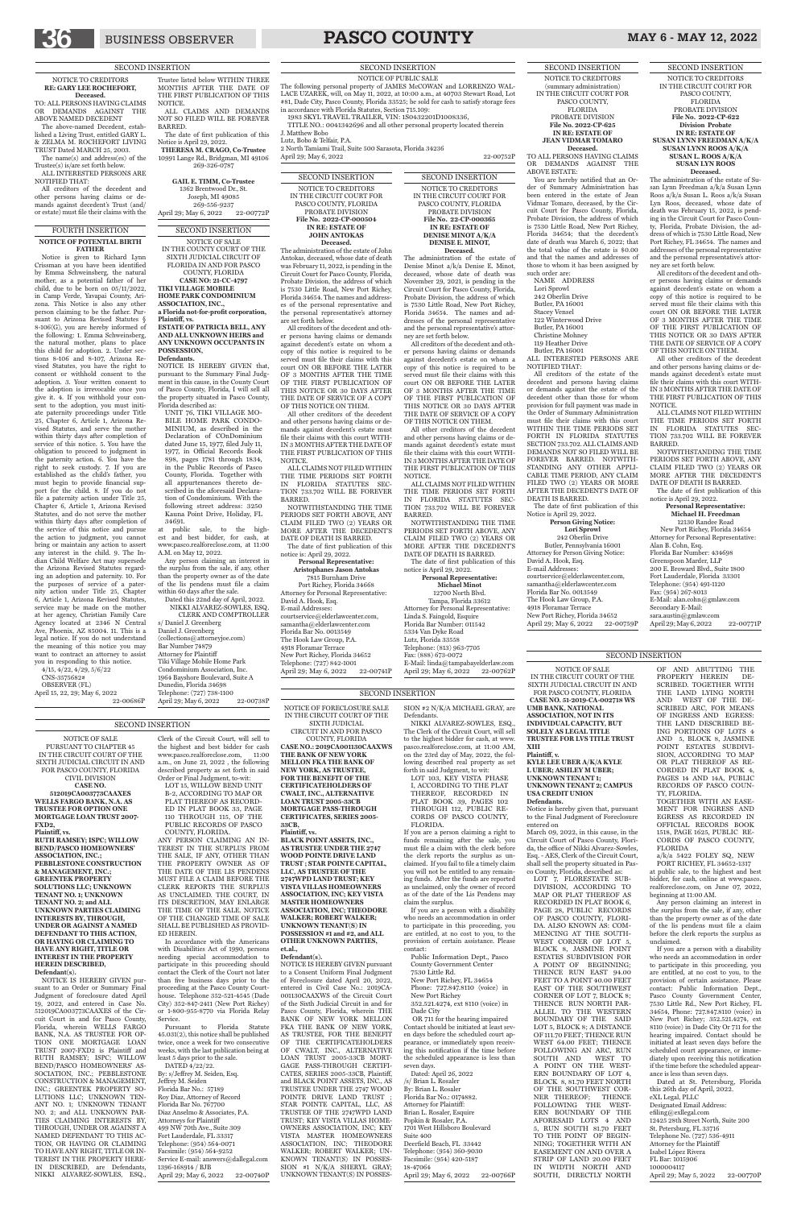SECOND INSERTION

NOTICE TO CREDITORS
**RE: GARY LEE ROCHEFORT, Deceased.**

TO: ALL PERSONS HAVING CLAIMS OR DEMANDS AGAINST THE ABOVE NAMED DECEDENT

The above-named Decedent, established a Living Trust, entitled GARY L. & ZELMA M. ROCHEFORT LIVING TRUST Dated MARCH 25, 2003.

The name(s) and address(es) of the Trustee(s) is/are set forth below.

ALL INTERESTED PERSONS ARE NOTIFIED THAT:

All creditors of the decedent and other persons having claims or demands against decedent's trust (and/or estate) must file their claims with the Trustee listed below WITHIN THREE MONTHS AFTER THE DATE OF THE FIRST PUBLICATION OF THIS NOTICE.

ALL CLAIMS AND DEMANDS NOT SO FILED WILL BE FOREVER BARRED.

The date of first publication of this Notice is April 29, 2022.

**THERESA M. CRAGO, Co-Trustee**
10991 Lange Rd., Bridgman, MI 49106
269-326-0787

**GAIL E. TIMM, Co-Trustee**
1362 Brentwood Dr., St. Joseph, MI 49085
269-556-9237

April 29; May 6, 2022 22-00772P

FOURTH INSERTION

**NOTICE OF POTENTIAL BIRTH FATHER**

Notice is given to Richard Lynn Crissman at you have been identified by Emma Schweinsberg, the natural mother, as a potential father of her child, due to be born on 05/11/2022, in Camp Verde, Yavapai County, Arizona. This Notice is also any other person claiming to be the father. Pursuant to Arizona Revised Statutes § 8-106(G), you are hereby informed of the following: 1. Emma Schweinsberg, the natural mother, plans to place this child for adoption. 2. Under sections 8-106 and 8-107, Arizona Revised Statutes, you have the right to consent or withhold consent to the adoption. 3. Your written consent to the adoption is irrevocable once you give it. 4. If you withhold your consent to the adoption, you must initiate paternity proceedings under Title 25, Chapter 6, Article 1, Arizona Revised Statutes, and serve the mother within thirty days after completion of service of this notice. 5. You have the obligation to proceed to judgment in the paternity action. 6. You have the right to seek custody. 7. If you are established as the child's father, you must begin to provide financial support for the child. 8. If you do not file a paternity action under Title 25, Chapter 6, Article 1, Arizona Revised Statutes, and do not serve the mother within thirty days after completion of the service of this notice and pursue the action to judgment, you cannot bring or maintain any action to assert any interest in the child. 9. The Indian Child Welfare Act may supersede the Arizona Revised Statutes regarding an adoption and paternity. 10. For the purposes of service of a paternity action under Title 25, Chapter 6, Article 1, Arizona Revised Statutes, service may be made on the mother at her agency, Christian Family Care Agency located at 2346 N Central Ave, Phoenix, AZ 85004. 11. This is a legal notice. If you do not understand the meaning of this notice you may want to contract an attorney to assist you in responding to this notice.

4/15, 4/22, 4/29, 5/6/22
CNS-3575682#
OBSERVER (FL)
April 15, 22, 29; May 6, 2022 22-00686P

SECOND INSERTION

NOTICE OF SALE
IN THE COUNTY COURT OF THE SIXTH JUDICIAL CIRCUIT OF FLORIDA IN AND FOR PASCO COUNTY, FLORIDA
**CASE NO: 21-CC-4797**
**TIKI VILLAGE MOBILE HOME PARK CONDOMINIUM ASSOCIATION, INC., a Florida not-for-profit corporation, Plaintiff, vs. ESTATE OF PATRICIA BELL, ANY AND ALL UNKNOWN HEIRS AND ANY UNKNOWN OCCUPANTS IN POSSESSION, Defendants.**

NOTICE IS HEREBY GIVEN that, pursuant to the Summary Final Judgment in this cause, in the County Court of Pasco County, Florida, I will sell all the property situated in Pasco County, Florida described as:

UNIT 76, TIKI VILLAGE MOBILE HOME PARK CONDOMINIUM, as described in the Declaration of COnDominium dated June 15, 1977, filed July 11, 1977, in Official Records Book 898, pages 1781 through 1834, in the Public Records of Pasco County, Florida. Together with all appurtenances thereto described in the aforesaid Declaration of Condominium. With the following street address: 3250 Kauna Point Drive, Holiday, FL 34691.

at public sale, to the highest and best bidder, for cash, at www.pasco.realforeclose.com, at 11:00 A.M. on May 12, 2022.

Any person claiming an interest in the surplus from the sale, if any, other than the property owner as of the date of the lis pendens must file a claim within 60 days after the sale.

Dated this 22nd day of April, 2022.
NIKKI ALVAREZ-SOWLES, ESQ, CLERK AND COMPTROLLER

s/ Daniel J. Greenberg
Daniel J. Greenberg
(collections@attorneyjoe.com)
Bar Number 74879
Attorney for Plaintiff
Tiki Village Mobile Home Park Condominium Association, Inc.
1964 Bayshore Boulevard, Suite A
Dunedin, Florida 34698
Telephone: (727) 738-1100
April 29; May 6, 2022 22-00738P

SECOND INSERTION

NOTICE OF PUBLIC SALE

The following personal property of JAMES McCOWAN and LORRENZO WALLACE UZAREK, will, on May 11, 2022, at 10:00 a.m., at 40703 Stewart Road, Lot #81, Dade City, Pasco County, Florida 33525; be sold for cash to satisfy storage fees in accordance with Florida Statutes, Section 715.109:

1983 SKYL TRAVEL TRAILER, VIN: 1S0432201D1008336,
TITLE NO.: 0041342696 and all other personal property located therein

J. Matthew Bobo
Lutz, Bobo & Telfair, P.A.
2 North Tamiami Trail, Suite 500 Sarasota, Florida 34236
April 29; May 6, 2022 22-00752P

SECOND INSERTION

NOTICE TO CREDITORS
IN THE CIRCUIT COURT FOR PASCO COUNTY, FLORIDA PROBATE DIVISION
**File No. 2022-CP-000504**
**IN RE: ESTATE OF JOHN ANTOKAS Deceased.**

The administration of the estate of John Antokas, deceased, whose date of death was February 11, 2022, is pending in the Circuit Court for Pasco County, Florida, Probate Division, the address of which is 7530 Little Road, New Port Richey, Florida 34654. The names and addresses of the personal representative and the personal representative's attorney are set forth below.

All creditors of the decedent and other persons having claims or demands against decedent's estate on whom a copy of this notice is required to be served must file their claims with this court ON OR BEFORE THE LATER OF 3 MONTHS AFTER THE TIME OF THE FIRST PUBLICATION OF THIS NOTICE OR 30 DAYS AFTER THE DATE OF SERVICE OF A COPY OF THIS NOTICE ON THEM.

All other creditors of the decedent and other persons having claims or demands against decedent's estate must file their claims with this court WITHIN 3 MONTHS AFTER THE DATE OF THE FIRST PUBLICATION OF THIS NOTICE.

ALL CLAIMS NOT FILED WITHIN THE TIME PERIODS SET FORTH IN FLORIDA STATUTES SECTION 733.702 WILL BE FOREVER BARRED.

NOTWITHSTANDING THE TIME PERIODS SET FORTH ABOVE, ANY CLAIM FILED TWO (2) YEARS OR MORE AFTER THE DECEDENT'S DATE OF DEATH IS BARRED.

The date of first publication of this notice is: April 29, 2022.

**Personal Representative:**
**Athanasios Jason Antokas**
7815 Burnham Drive
Port Richey, Florida 34668

Attorney for Personal Representative:
David A. Hook, Esq.
E-mail Addresses:
courtservice@elderlawcenter.com,
samantha@elderlawcenter.com
Florida Bar No. 0013549
The Hook Law Group, P.A.
4918 Floramar Terrace
New Port Richey, Florida 34652
Telephone: (727) 842-1001
April 29; May 6, 2022 22-00741P

SECOND INSERTION

NOTICE TO CREDITORS
IN THE CIRCUIT COURT FOR PASCO COUNTY, FLORIDA PROBATE DIVISION
**File No. 22-CP-000365**
**IN RE: ESTATE OF DENISE MINOT A/K/A DENISE E. MINOT, Deceased.**

The administration of the estate of Denise Minot a/k/a Denise E. Minot, deceased, whose date of death was November 29, 2021, is pending in the Circuit Court for Pasco County, Florida, Probate Division, the address of which is 7530 Little Road, New Port Richey, Florida 34654. The names and addresses of the personal representative and the personal representative's attorney are set forth below.

All creditors of the decedent and other persons having claims or demands against decedent's estate on whom a copy of this notice is required to be served must file their claims with this court ON OR BEFORE THE LATER OF 3 MONTHS AFTER THE TIME OF THE FIRST PUBLICATION OF THIS NOTICE OR 30 DAYS AFTER THE DATE OF SERVICE OF A COPY OF THIS NOTICE ON THEM.

All other creditors of the decedent and other persons having claims or demands against decedent's estate must file their claims with this court WITHIN 3 MONTHS AFTER THE DATE OF THE FIRST PUBLICATION OF THIS NOTICE.

ALL CLAIMS NOT FILED WITHIN THE TIME PERIODS SET FORTH IN FLORIDA STATUTES SECTION 733.702 WILL BE FOREVER BARRED.

NOTWITHSTANDING THE TIME PERIODS SET FORTH ABOVE, ANY CLAIM FILED TWO (2) YEARS OR MORE AFTER THE DECEDENT'S DATE OF DEATH IS BARRED.

The date of first publication of this notice is April 29, 2022.

**Personal Representative:**
**Michael Minot**
12700 North Blvd.
Tampa, Florida 33612

Attorney for Personal Representative:
Linda S. Faingold, Esquire
Florida Bar Number: 011542
5334 Van Dyke Road
Lutz, Florida 33558
Telephone: (813) 963-7705
Fax: (888) 673-0072
E-Mail: linda@tampabayelderlaw.com
April 29; May 6, 2022 22-00762P

SECOND INSERTION

NOTICE TO CREDITORS
(summary administration)
IN THE CIRCUIT COURT FOR PASCO COUNTY, FLORIDA PROBATE DIVISION
**File No. 2022-CP-625**
**IN RE: ESTATE OF JEAN VIDMAR TOMARO Deceased.**

TO ALL PERSONS HAVING CLAIMS OR DEMANDS AGAINST THE ABOVE ESTATE:

You are hereby notified that an Order of Summary Administration has been entered in the estate of Jean Vidmar Tomaro, deceased, by the Circuit Court for Pasco County, Florida, Probate Division, the address of which is 7530 Little Road, New Port Richey, Florida 34654; that the decedent's date of death was March 6, 2022; that the total value of the estate is $0.00 and that the names and addresses of those to whom it has been assigned by such order are:

NAME ADDRESS
Lori Sprowl
242 Oberlin Drive
Butler, PA 16001
Stacey Vensel
122 Winterwood Drive
Butler, PA 16001
Christine Mohney
119 Heather Drive
Butler, PA 16001

ALL INTERESTED PERSONS ARE NOTIFIED THAT:

All creditors of the estate of the decedent and persons having claims or demands against the estate of the decedent other than those for whom provision for full payment was made in the Order of Summary Administration must file their claims with this court WITHIN THE TIME PERIODS SET FORTH IN FLORIDA STATUTES SECTION 733.702. ALL CLAIMS AND DEMANDS NOT SO FILED WILL BE FOREVER BARRED. NOTWITHSTANDING ANY OTHER APPLICABLE TIME PERIOD, ANY CLAIM FILED TWO (2) YEARS OR MORE AFTER THE DECEDENT'S DATE OF DEATH IS BARRED.

The date of first publication of this Notice is April 29, 2022.

**Person Giving Notice:**
**Lori Sprowl**
242 Oberlin Drive
Butler, Pennsylvania 16001

Attorney for Person Giving Notice:
David A. Hook, Esq.
E-mail Addresses:
courtservice@elderlawcenter.com,
samantha@elderlawcenter.com
Florida Bar No. 0013549
The Hook Law Group, P.A.
4918 Floramar Terrace
New Port Richey, Florida 34652
April 29; May 6, 2022 22-00759P

SECOND INSERTION

NOTICE TO CREDITORS
IN THE CIRCUIT COURT FOR PASCO COUNTY, FLORIDA PROBATE DIVISION
**File No. 2022-CP-622**
**Division Probate**
**IN RE: ESTATE OF SUSAN LYNN FREEDMAN A/K/A SUSAN LYNN ROOS A/K/A SUSAN L. ROOS A/K/A SUSAN LYN ROOS Deceased.**

The administration of the estate of Susan Lynn Freedman a/k/a Susan Lynn Roos a/k/a Susan L. Roos a/k/a Susan Lyn Roos, deceased, whose date of death was February 15, 2022, is pending in the Circuit Court for Pasco County, Florida, Probate Division, the address of which is 7530 Little Road, New Port Richey, FL 34654. The names and addresses of the personal representative and the personal representative's attorney are set forth below.

All creditors of the decedent and other persons having claims or demands against decedent's estate on whom a copy of this notice is required to be served must file their claims with this court ON OR BEFORE THE LATER OF 3 MONTHS AFTER THE TIME OF THE FIRST PUBLICATION OF THIS NOTICE OR 30 DAYS AFTER THE DATE OF SERVICE OF A COPY OF THIS NOTICE ON THEM.

All other creditors of the decedent and other persons having claims or demands against decedent's estate must file their claims with this court WITHIN 3 MONTHS AFTER THE DATE OF THE FIRST PUBLICATION OF THIS NOTICE.

ALL CLAIMS NOT FILED WITHIN THE TIME PERIODS SET FORTH IN FLORIDA STATUTES SECTION 733.702 WILL BE FOREVER BARRED.

NOTWITHSTANDING THE TIME PERIODS SET FORTH ABOVE, ANY CLAIM FILED TWO (2) YEARS OR MORE AFTER THE DECEDENT'S DATE OF DEATH IS BARRED.

The date of first publication of this notice is April 29, 2022.

**Personal Representative:**
**Michael H. Freedman**
12130 Randee Road
New Port Richey, Florida 34654

Attorney for Personal Representative:
Alan B. Cohn, Esq.
Florida Bar Number: 434698
Greenspoon Marder, LLP
200 E. Broward Blvd., Suite 1800
Fort Lauderdale, Florida 33301
Telephone: (954) 491-1120
Fax: (954) 267-8013
E-Mail: alan.cohn@gmlaw.com
Secondary E-Mail:
sara.austin@gmlaw.com
April 29; May 6, 2022 22-00771P

SECOND INSERTION

NOTICE OF SALE
PURSUANT TO CHAPTER 45
IN THE CIRCUIT COURT OF THE SIXTH JUDICIAL CIRCUIT IN AND FOR PASCO COUNTY, FLORIDA CIVIL DIVISION
**CASE NO. 512019CA003773CAAXES**
**WELLS FARGO BANK, N.A. AS TRUSTEE FOR OPTION ONE MORTGAGE LOAN TRUST 2007-FXD2, Plaintiff, vs. RUTH RAMSEY; ISPC; WILLOW BEND/PASCO HOMEOWNERS' ASSOCIATION, INC.; PEBBLESTONE CONSTRUCTION & MANAGEMENT, INC.; GREENTEK PROPERTY SOLUTIONS LLC; UNKNOWN TENANT NO. 1; UNKNOWN TENANT NO. 2; and ALL UNKNOWN PARTIES CLAIMING INTERESTS BY, THROUGH, UNDER OR AGAINST A NAMED DEFENDANT TO THIS ACTION, OR HAVING OR CLAIMING TO HAVE ANY RIGHT, TITLE OR INTEREST IN THE PROPERTY HEREIN DESCRIBED, Defendant(s).**

NOTICE IS HEREBY GIVEN pursuant to an Order or Summary Final Judgment of foreclosure dated April 19, 2022, and entered in Case No. 512019CA003773CAAXES of the Circuit Court in and for Pasco County, Florida, wherein WELLS FARGO BANK, N.A. AS TRUSTEE FOR OPTION ONE MORTGAGE LOAN TRUST 2007-FXD2 is Plaintiff and RUTH RAMSEY; ISPC; WILLOW BEND/PASCO HOMEOWNERS' ASSOCIATION, INC.; PEBBLESTONE CONSTRUCTION & MANAGEMENT, INC.; GREENTEK PROPERTY SOLUTIONS LLC; UNKNOWN TENANT NO. 1; UNKNOWN TENANT NO. 2; and ALL UNKNOWN PARTIES CLAIMING INTERESTS BY, THROUGH, UNDER OR AGAINST A NAMED DEFENDANT TO THIS ACTION, OR HAVING OR CLAIMING TO HAVE ANY RIGHT, TITLE OR INTEREST IN THE PROPERTY HEREIN DESCRIBED, are Defendants, NIKKI ALVAREZ-SOWLES, ESQ., Clerk of the Circuit Court, will sell to the highest and best bidder for cash www.pasco.realforeclose.com, 11:00 a.m., on June 21, 2022 , the following described property as set forth in said Order or Final Judgment, to-wit:

LOT 15, WILLOW BEND UNIT B-2, ACCORDING TO MAP OR PLAT THEREOF AS RECORDED IN PLAT BOOK 33, PAGE 110 THROUGH 115, OF THE PUBLIC RECORDS OF PASCO COUNTY, FLORIDA.

ANY PERSON CLAIMING AN INTEREST IN THE SURPLUS FROM THE SALE, IF ANY, OTHER THAN THE PROPERTY OWNER AS OF THE DATE OF THE LIS PENDENS MUST FILE A CLAIM BEFORE THE CLERK REPORTS THE SURPLUS AS UNCLAIMED. THE COURT, IN ITS DESCRETION, MAY ENLARGE THE TIME OF THE SALE. NOTICE OF THE CHANGED TIME OF SALE SHALL BE PUBLISHED AS PROVIDED HEREIN.

In accordance with the Americans with Disabilities Act of 1990, persons needing special accommodation to participate in this proceeding should contact the Clerk of the Court not later than five business days prior to the proceeding at the Pasco County Courthouse. Telephone 352-521-4545 (Dade City) 352-847-2411 (New Port Richey) or 1-800-955-8770 via Florida Relay Service.

Pursuant to Florida Statute 45.031(2), this notice shall be published twice, once a week for two consecutive weeks, with the last publication being at least 5 days prior to the sale.

DATED 4/22/22.

By: s/Jeffrey M. Seiden, Esq.
Jeffrey M. Seiden
Florida Bar No.: 57189
Roy Diaz, Attorney of Record
Florida Bar No. 767700
Diaz Anselmo & Associates, P.A.
Attorneys for Plaintiff
499 NW 70th Ave., Suite 309
Fort Lauderdale, FL 33317
Telephone: (954) 564-0071
Facsimile: (954) 564-9252
Service E-mail: answers@dallegal.com
1396-168914 / BJB
April 29; May 6, 2022 22-00740P

SECOND INSERTION

NOTICE OF FORECLOSURE SALE
IN THE CIRCUIT COURT OF THE SIXTH JUDICIAL CIRCUIT IN AND FOR PASCO COUNTY, FLORIDA
**CASE NO.: 2019CA001130CAAXWS**
**THE BANK OF NEW YORK MELLON FKA THE BANK OF NEW YORK, AS TRUSTEE, FOR THE BENEFIT OF THE CERTIFICATEHOLDERS OF CWALT, INC., ALTERNATIVE LOAN TRUST 2005-33CB MORTGAGE PASS-THROUGH CERTIFICATES, SERIES 2005-33CB, Plaintiff, vs. BLACK POINT ASSETS, INC., AS TRUSTEE UNDER THE 2747 WOOD POINTE DRIVE LAND TRUST ; STAR POINTE CAPITAL, LLC, AS TRUSTEE OF THE 2747WPD LAND TRUST; KEY VISTA VILLAS HOMEOWNERS ASSOCIATION, INC; KEY VISTA MASTER HOMEOWNERS ASSOCIATION, INC; THEODORE WALKER; ROBERT WALKER; UNKNOWN TENANT(S) IN POSSESSION #1 and #2, and ALL OTHER UNKNOWN PARTIES, et.al., Defendant(s).**

NOTICE IS HEREBY GIVEN pursuant to a Consent Uniform Final Judgment of Foreclosure dated April 20, 2022, entered in Civil Case No.: 2019CA001130CAAXWS of the Circuit Court of the Sixth Judicial Circuit in and for Pasco County, Florida, wherein THE BANK OF NEW YORK MELLON FKA THE BANK OF NEW YORK, AS TRUSTEE, FOR THE BENEFIT OF THE CERTIFICATEHOLDERS OF CWALT, INC., ALTERNATIVE LOAN TRUST 2005-33CB MORTGAGE PASS-THROUGH CERTIFICATES, SERIES 2005-33CB, Plaintiff, and BLACK POINT ASSETS, INC., AS TRUSTEE UNDER THE 2747 WOOD POINTE DRIVE LAND TRUST ; STAR POINTE CAPITAL, LLC, AS TRUSTEE OF THE 2747WPD LAND TRUST; KEY VISTA VILLAS HOMEOWNERS ASSOCIATION, INC; KEY VISTA MASTER HOMEOWNERS ASSOCIATION, INC; THEODORE WALKER; ROBERT WALKER; UNKNOWN TENANT(S) IN POSSESSION #1 N/K/A SHERYL GRAY; UNKNOWN TENANT(S) IN POSSESSION #2 N/K/A MICHAEL GRAY, are Defendants.

NIKKI ALVAREZ-SOWLES, ESQ., The Clerk of the Circuit Court, will sell to the highest bidder for cash, at www.pasco.realforeclose.com, at 11:00 AM, on the 23rd day of May, 2022, the following described real property as set forth in said Judgment, to wit:

LOT 103, KEY VISTA PHASE 1, ACCORDING TO THE PLAT THEREOF, RECORDED IN PLAT BOOK 29, PAGES 102 THROUGH 112, PUBLIC RECORDS OF PASCO COUNTY, FLORIDA.

If you are a person claiming a right to funds remaining after the sale, you must file a claim with the clerk before the clerk reports the surplus as unclaimed. If you fail to file a timely claim you will not be entitled to any remaining funds. After the funds are reported as unclaimed, only the owner of record as of the date of the Lis Pendens may claim the surplus.

If you are a person with a disability who needs an accommodation in order to participate in this proceeding, you are entitled, at no cost to you, to the provision of certain assistance. Please contact:

Public Information Dept., Pasco County Government Center
7530 Little Rd.
New Port Richey, FL 34654
Phone: 727.847.8110 (voice) in New Port Richey
352.521.4274, ext 8110 (voice) in Dade City

OR 711 for the hearing impaired
Contact should be initiated at least seven days before the scheduled court appearance, or immediately upon receiving this notification if the time before the scheduled appearance is less than seven days.

Dated: April 26, 2022
/s/ Brian L. Rosaler
By: Brian L. Rosaler
Florida Bar No.: 0174882.
Attorney for Plaintiff:
Brian L. Rosaler, Esquire
Popkin & Rosaler, P.A.
1701 West Hillsboro Boulevard
Suite 400
Deerfield Beach, FL 33442
Telephone: (954) 360-9030
Facsimile: (954) 420-5187
18-47064
April 29; May 6, 2022 22-00766P

SECOND INSERTION

NOTICE OF SALE
IN THE CIRCUIT COURT OF THE SIXTH JUDICIAL CIRCUIT IN AND FOR PASCO COUNTY, FLORIDA
**CASE NO. 51-2019-CA-002718 WS**
**UMB BANK, NATIONAL ASSOCIATION, NOT IN ITS INDIVIDUAL CAPACITY, BUT SOLELY AS LEGAL TITLE TRUSTEE FOR LVS TITLE TRUST XIII Plaintiff, v. KYLE LEE UBER A/K/A KYLE L UBER; ASHLEY M UBER; UNKNOWN TENANT 1; UNKNOWN TENANT 2; CAMPUS USA CREDIT UNION Defendants.**

Notice is hereby given that, pursuant to the Final Judgment of Foreclosure entered on March 09, 2022, in this cause, in the Circuit Court of Pasco County, Florida, the office of Nikki Alvarez-Sowles, Esq. - AES, Clerk of the Circuit Court, shall sell the property situated in Pasco County, Florida, described as:

LOT 7, FLORESTATE SUBDIVISION, ACCORDING TO MAP OR PLAT THEREOF AS RECORDED IN PLAT BOOK 6, PAGE 28, PUBLIC RECORDS OF PASCO COUNTY, FLORIDA. ALSO KNOWN AS: COMMENCING AT THE SOUTHWEST CORNER OF LOT 5, BLOCK 8, JASMINE POINT ESTATES SUBDIVISION FOR A POINT OF BEGINNING; THENCE RUN EAST 94.00 FEET TO A POINT 40.00 FEET EAST OF THE SOUTHWEST CORNER OF LOT 7, BLOCK 8; THENCE RUN NORTH PARALLEL TO THE WESTERN BOUNDARY OF THE SAID LOT 5, BLOCK 8; A DISTANCE OF 111.70 FEET; THENCE RUN WEST 64.00 FEET; THENCE FOLLOWING AN ARC, RUN SOUTH AND WEST TO A POINT ON THE WESTERN BOUNDARY OF LOT 4, BLOCK 8, 81.70 FEET NORTH OF THE SOUTHWEST CORNER THEREOF; THENCE FOLLOWING THE WESTERN BOUNDARY OF THE AFORESAID LOTS 4 AND 5, RUN SOUTH 81.70 FEET TO THE POINT OF BEGINNING; TOGETHER WITH AN EASEMENT ON AND OVER A STRIP OF LAND 20.00 FEET IN WIDTH NORTH AND SOUTH, DIRECTLY NORTH OF AND ABUTTING THE PROPERTY HEREIN DESCRIBED. TOGETHER WITH THE LAND LYING NORTH AND WEST OF THE DESCRIBED ARC, FOR MEANS OF INGRESS AND EGRESS: THE LAND DESCRIBED BEING PORTIONS OF LOTS 4 AND 5, BLOCK 8, JASMINE POINT ESTATES SUBDIVISION, ACCORDING TO MAP OR PLAT THEREOF AS RECORDED IN PLAT BOOK 4, PAGES 14 AND 14A, PUBLIC RECORDS OF PASCO COUNTY, FLORIDA.

TOGETHER WITH AN EASEMENT FOR INGRESS AND EGRESS AS RECORDED IN OFFICIAL RECORDS BOOK 1518, PAGE 1625, PUBLIC RECORDS OF PASCO COUNTY, FLORIDA

a/k/a 5422 FOLEY SQ, NEW PORT RICHEY, FL 34652-1317

at public sale, to the highest and best bidder, for cash, online at www.pasco.realforeclose.com, on June 07, 2022, beginning at 11:00 AM.

Any person claiming an interest in the surplus from the sale, if any, other than the property owner as of the date of the lis pendens must file a claim before the clerk reports the surplus as unclaimed.

If you are a person with a disability who needs an accommodation in order to participate in this proceeding, you are entitled, at no cost to you, to the provision of certain assistance. Please contact: Public Information Dept., Pasco County Government Center, 7530 Little Rd., New Port Richey, FL 34654, Phone: 727.847.8110 (voice) in New Port Richey; 352.521.4274, ext 8110 (voice) in Dade City Or 711 for the hearing impaired. Contact should be initiated at least seven days before the scheduled court appearance, or immediately upon receiving this notification if the time before the scheduled appearance is less than seven days.

Dated at St. Petersburg, Florida this 26th day of April, 2022.

eXL Legal, PLLC
Designated Email Address:
efiling@exllegal.com
12425 28th Street North, Suite 200
St. Petersburg, FL 33716
Telephone No. (727) 536-4911
Attorney for the Plaintiff
Isabel López Rivera
FL Bar: 1015906
1000004117
April 29; May 5, 2022 22-00770P